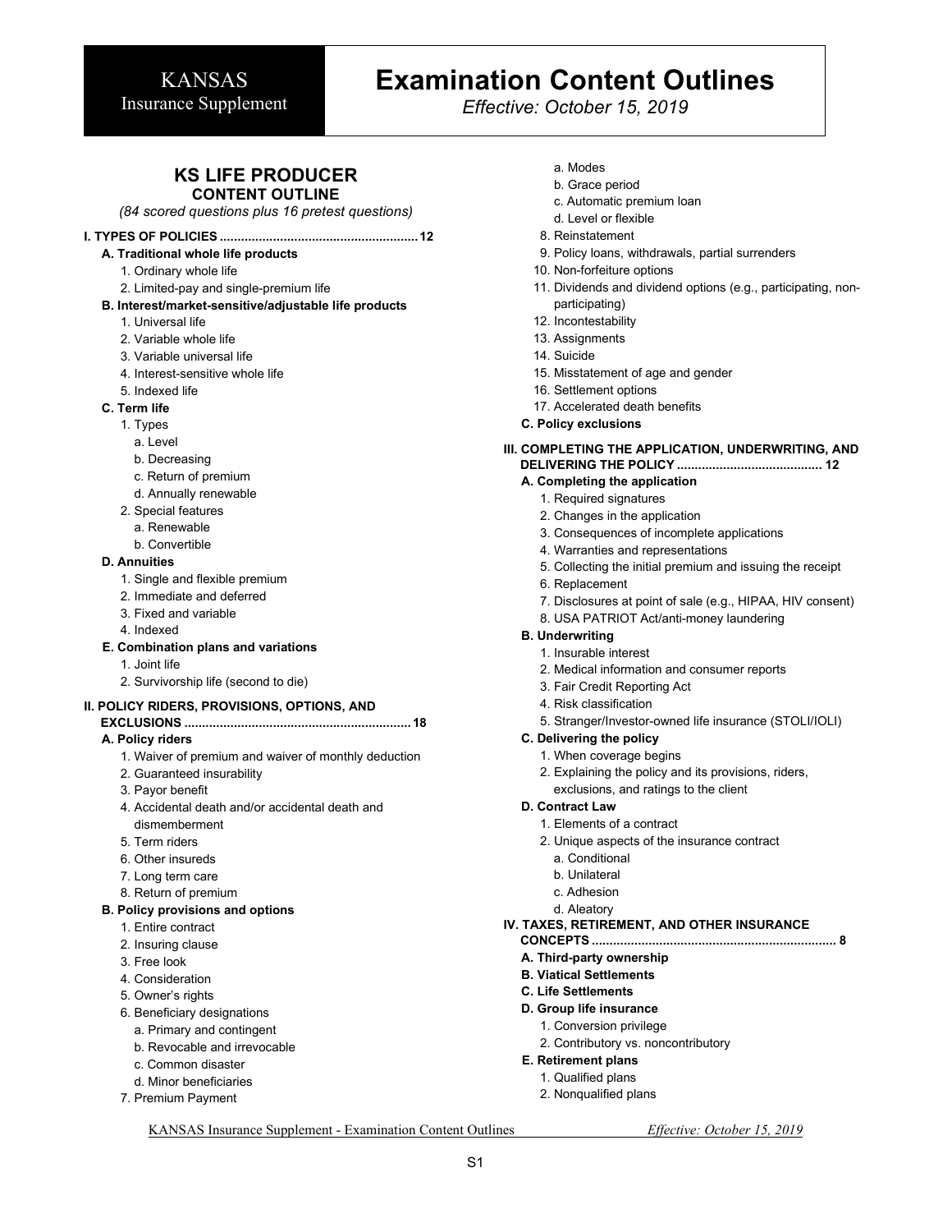# KANSAS Insurance Supplement

# Examination Content Outlines

*Effective: October 15, 2019*

## KS LIFE PRODUCER
### CONTENT OUTLINE

*(84 scored questions plus 16 pretest questions)*

**I. TYPES OF POLICIES ....................................................... 12**

- **A. Traditional whole life products**
  1. Ordinary whole life
  2. Limited-pay and single-premium life
- **B. Interest/market-sensitive/adjustable life products**
  1. Universal life
  2. Variable whole life
  3. Variable universal life
  4. Interest-sensitive whole life
  5. Indexed life
- **C. Term life**
  1. Types
     - a. Level
     - b. Decreasing
     - c. Return of premium
     - d. Annually renewable
  2. Special features
     - a. Renewable
     - b. Convertible
- **D. Annuities**
  1. Single and flexible premium
  2. Immediate and deferred
  3. Fixed and variable
  4. Indexed
- **E. Combination plans and variations**
  1. Joint life
  2. Survivorship life (second to die)

**II. POLICY RIDERS, PROVISIONS, OPTIONS, AND EXCLUSIONS .............................................................. 18**

- **A. Policy riders**
  1. Waiver of premium and waiver of monthly deduction
  2. Guaranteed insurability
  3. Payor benefit
  4. Accidental death and/or accidental death and dismemberment
  5. Term riders
  6. Other insureds
  7. Long term care
  8. Return of premium
- **B. Policy provisions and options**
  1. Entire contract
  2. Insuring clause
  3. Free look
  4. Consideration
  5. Owner's rights
  6. Beneficiary designations
     - a. Primary and contingent
     - b. Revocable and irrevocable
     - c. Common disaster
     - d. Minor beneficiaries
  7. Premium Payment
     - a. Modes
     - b. Grace period
     - c. Automatic premium loan
     - d. Level or flexible
  8. Reinstatement
  9. Policy loans, withdrawals, partial surrenders
  10. Non-forfeiture options
  11. Dividends and dividend options (e.g., participating, non-participating)
  12. Incontestability
  13. Assignments
  14. Suicide
  15. Misstatement of age and gender
  16. Settlement options
  17. Accelerated death benefits
- **C. Policy exclusions**

**III. COMPLETING THE APPLICATION, UNDERWRITING, AND DELIVERING THE POLICY ........................................ 12**

- **A. Completing the application**
  1. Required signatures
  2. Changes in the application
  3. Consequences of incomplete applications
  4. Warranties and representations
  5. Collecting the initial premium and issuing the receipt
  6. Replacement
  7. Disclosures at point of sale (e.g., HIPAA, HIV consent)
  8. USA PATRIOT Act/anti-money laundering
- **B. Underwriting**
  1. Insurable interest
  2. Medical information and consumer reports
  3. Fair Credit Reporting Act
  4. Risk classification
  5. Stranger/Investor-owned life insurance (STOLI/IOLI)
- **C. Delivering the policy**
  1. When coverage begins
  2. Explaining the policy and its provisions, riders, exclusions, and ratings to the client
- **D. Contract Law**
  1. Elements of a contract
  2. Unique aspects of the insurance contract
     - a. Conditional
     - b. Unilateral
     - c. Adhesion
     - d. Aleatory

**IV. TAXES, RETIREMENT, AND OTHER INSURANCE CONCEPTS ................................................................... 8**

- **A. Third-party ownership**
- **B. Viatical Settlements**
- **C. Life Settlements**
- **D. Group life insurance**
  1. Conversion privilege
  2. Contributory vs. noncontributory
- **E. Retirement plans**
  1. Qualified plans
  2. Nonqualified plans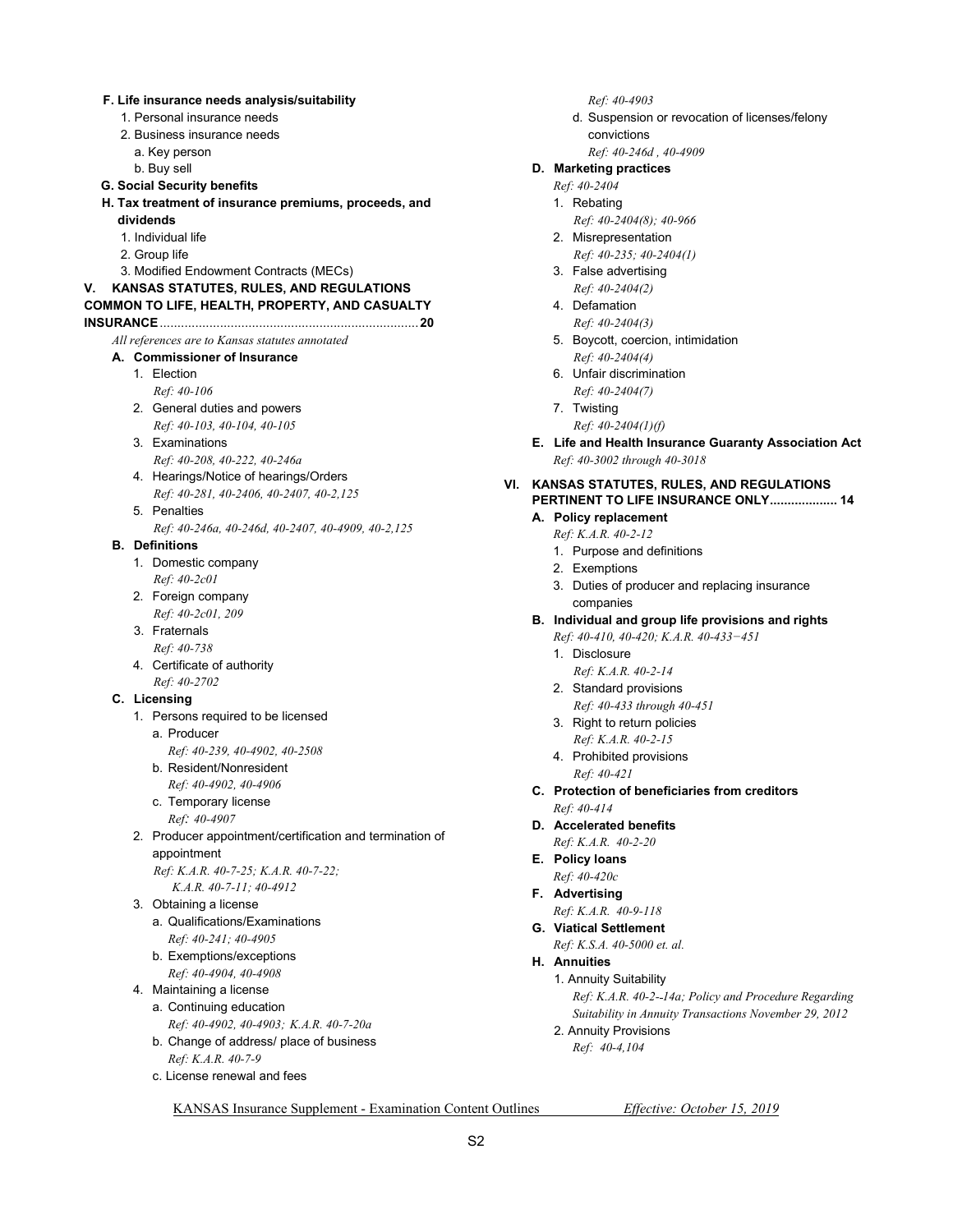**F. Life insurance needs analysis/suitability**

1. Personal insurance needs
2. Business insurance needs
    a. Key person
    b. Buy sell

**G. Social Security benefits**

**H. Tax treatment of insurance premiums, proceeds, and dividends**

1. Individual life
2. Group life
3. Modified Endowment Contracts (MECs)

## V. KANSAS STATUTES, RULES, AND REGULATIONS COMMON TO LIFE, HEALTH, PROPERTY, AND CASUALTY INSURANCE........................................................................20

*All references are to Kansas statutes annotated*

**A. Commissioner of Insurance**

1. Election
    *Ref: 40-106*
2. General duties and powers
    *Ref: 40-103, 40-104, 40-105*
3. Examinations
    *Ref: 40-208, 40-222, 40-246a*
4. Hearings/Notice of hearings/Orders
    *Ref: 40-281, 40-2406, 40-2407, 40-2,125*
5. Penalties
    *Ref: 40-246a, 40-246d, 40-2407, 40-4909, 40-2,125*

**B. Definitions**

1. Domestic company
    *Ref: 40-2c01*
2. Foreign company
    *Ref: 40-2c01, 209*
3. Fraternals
    *Ref: 40-738*
4. Certificate of authority
    *Ref: 40-2702*

**C. Licensing**

1. Persons required to be licensed
    a. Producer
        *Ref: 40-239, 40-4902, 40-2508*
    b. Resident/Nonresident
        *Ref: 40-4902, 40-4906*
    c. Temporary license
        *Ref: 40-4907*
2. Producer appointment/certification and termination of appointment
    *Ref: K.A.R. 40-7-25; K.A.R. 40-7-22; K.A.R. 40-7-11; 40-4912*
3. Obtaining a license
    a. Qualifications/Examinations
        *Ref: 40-241; 40-4905*
    b. Exemptions/exceptions
        *Ref: 40-4904, 40-4908*
4. Maintaining a license
    a. Continuing education
        *Ref: 40-4902, 40-4903; K.A.R. 40-7-20a*
    b. Change of address/ place of business
        *Ref: K.A.R. 40-7-9*
    c. License renewal and fees
        *Ref: 40-4903*
    d. Suspension or revocation of licenses/felony convictions
        *Ref: 40-246d , 40-4909*

**D. Marketing practices**

*Ref: 40-2404*

1. Rebating
    *Ref: 40-2404(8); 40-966*
2. Misrepresentation
    *Ref: 40-235; 40-2404(1)*
3. False advertising
    *Ref: 40-2404(2)*
4. Defamation
    *Ref: 40-2404(3)*
5. Boycott, coercion, intimidation
    *Ref: 40-2404(4)*
6. Unfair discrimination
    *Ref: 40-2404(7)*
7. Twisting
    *Ref: 40-2404(1)(f)*

**E. Life and Health Insurance Guaranty Association Act**

*Ref: 40-3002 through 40-3018*

## VI. KANSAS STATUTES, RULES, AND REGULATIONS PERTINENT TO LIFE INSURANCE ONLY.................. 14

**A. Policy replacement**

*Ref: K.A.R. 40-2-12*

1. Purpose and definitions
2. Exemptions
3. Duties of producer and replacing insurance companies

**B. Individual and group life provisions and rights**

*Ref: 40-410, 40-420; K.A.R. 40-433−451*

1. Disclosure
    *Ref: K.A.R. 40-2-14*
2. Standard provisions
    *Ref: 40-433 through 40-451*
3. Right to return policies
    *Ref: K.A.R. 40-2-15*
4. Prohibited provisions
    *Ref: 40-421*

**C. Protection of beneficiaries from creditors**

*Ref: 40-414*

**D. Accelerated benefits**

*Ref: K.A.R. 40-2-20*

**E. Policy loans**

*Ref: 40-420c*

**F. Advertising**

*Ref: K.A.R. 40-9-118*

**G. Viatical Settlement**

*Ref: K.S.A. 40-5000 et. al.*

**H. Annuities**

1. Annuity Suitability
    *Ref: K.A.R. 40-2--14a; Policy and Procedure Regarding Suitability in Annuity Transactions November 29, 2012*
2. Annuity Provisions
    *Ref: 40-4,104*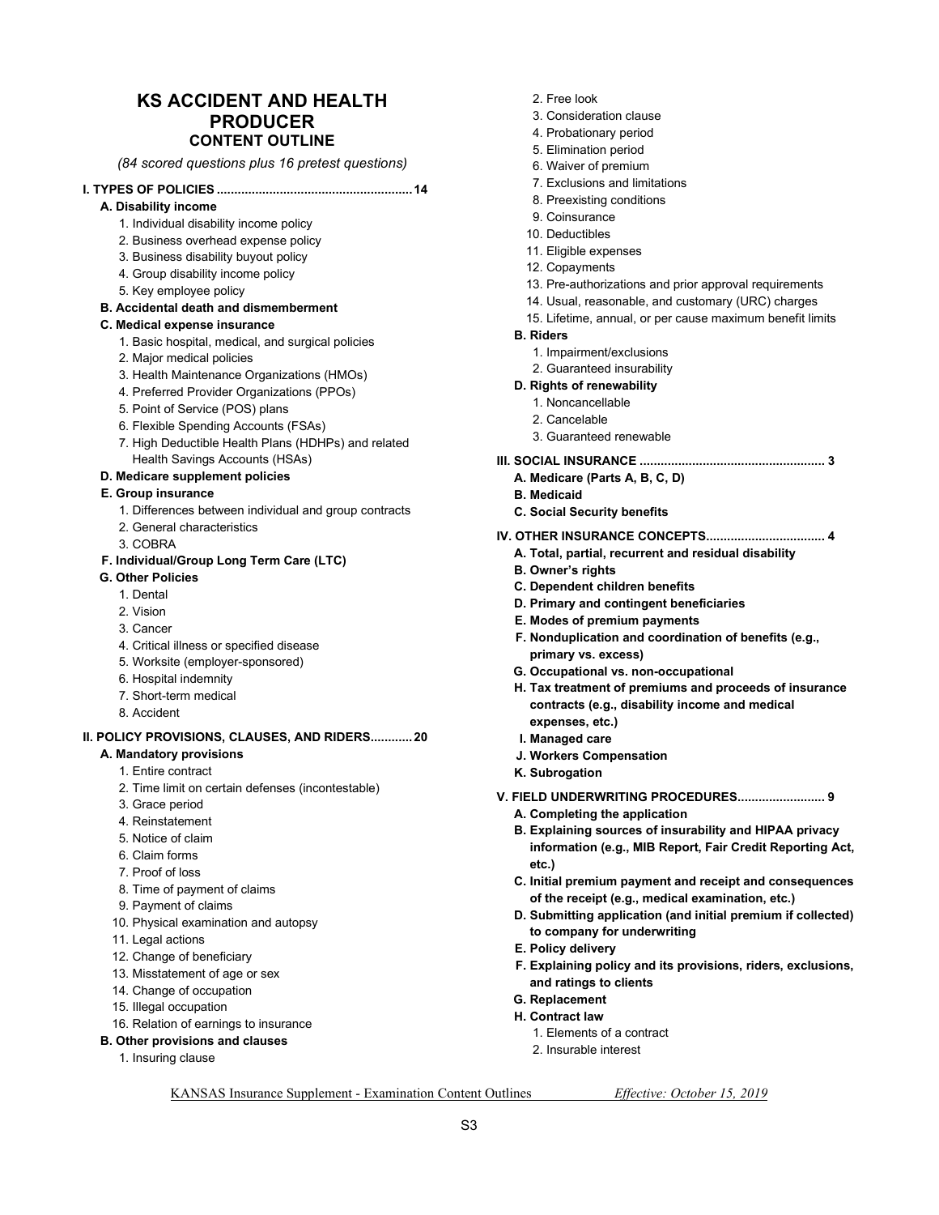## KS ACCIDENT AND HEALTH PRODUCER
### CONTENT OUTLINE

*(84 scored questions plus 16 pretest questions)*

**I. TYPES OF POLICIES ....................................................... 14**

**A. Disability income**
1. Individual disability income policy
2. Business overhead expense policy
3. Business disability buyout policy
4. Group disability income policy
5. Key employee policy

**B. Accidental death and dismemberment**

**C. Medical expense insurance**
1. Basic hospital, medical, and surgical policies
2. Major medical policies
3. Health Maintenance Organizations (HMOs)
4. Preferred Provider Organizations (PPOs)
5. Point of Service (POS) plans
6. Flexible Spending Accounts (FSAs)
7. High Deductible Health Plans (HDHPs) and related Health Savings Accounts (HSAs)

**D. Medicare supplement policies**

**E. Group insurance**
1. Differences between individual and group contracts
2. General characteristics
3. COBRA

**F. Individual/Group Long Term Care (LTC)**

**G. Other Policies**
1. Dental
2. Vision
3. Cancer
4. Critical illness or specified disease
5. Worksite (employer-sponsored)
6. Hospital indemnity
7. Short-term medical
8. Accident

**II. POLICY PROVISIONS, CLAUSES, AND RIDERS............ 20**

**A. Mandatory provisions**
1. Entire contract
2. Time limit on certain defenses (incontestable)
3. Grace period
4. Reinstatement
5. Notice of claim
6. Claim forms
7. Proof of loss
8. Time of payment of claims
9. Payment of claims
10. Physical examination and autopsy
11. Legal actions
12. Change of beneficiary
13. Misstatement of age or sex
14. Change of occupation
15. Illegal occupation
16. Relation of earnings to insurance

**B. Other provisions and clauses**
1. Insuring clause
2. Free look
3. Consideration clause
4. Probationary period
5. Elimination period
6. Waiver of premium
7. Exclusions and limitations
8. Preexisting conditions
9. Coinsurance
10. Deductibles
11. Eligible expenses
12. Copayments
13. Pre-authorizations and prior approval requirements
14. Usual, reasonable, and customary (URC) charges
15. Lifetime, annual, or per cause maximum benefit limits

**B. Riders**
1. Impairment/exclusions
2. Guaranteed insurability

**D. Rights of renewability**
1. Noncancellable
2. Cancelable
3. Guaranteed renewable

**III. SOCIAL INSURANCE .................................................... 3**

**A. Medicare (Parts A, B, C, D)**

**B. Medicaid**

**C. Social Security benefits**

**IV. OTHER INSURANCE CONCEPTS................................. 4**

**A. Total, partial, recurrent and residual disability**

**B. Owner's rights**

**C. Dependent children benefits**

**D. Primary and contingent beneficiaries**

**E. Modes of premium payments**

**F. Nonduplication and coordination of benefits (e.g., primary vs. excess)**

**G. Occupational vs. non-occupational**

**H. Tax treatment of premiums and proceeds of insurance contracts (e.g., disability income and medical expenses, etc.)**

**I. Managed care**

**J. Workers Compensation**

**K. Subrogation**

**V. FIELD UNDERWRITING PROCEDURES......................... 9**

**A. Completing the application**

**B. Explaining sources of insurability and HIPAA privacy information (e.g., MIB Report, Fair Credit Reporting Act, etc.)**

**C. Initial premium payment and receipt and consequences of the receipt (e.g., medical examination, etc.)**

**D. Submitting application (and initial premium if collected) to company for underwriting**

**E. Policy delivery**

**F. Explaining policy and its provisions, riders, exclusions, and ratings to clients**

**G. Replacement**

**H. Contract law**
1. Elements of a contract
2. Insurable interest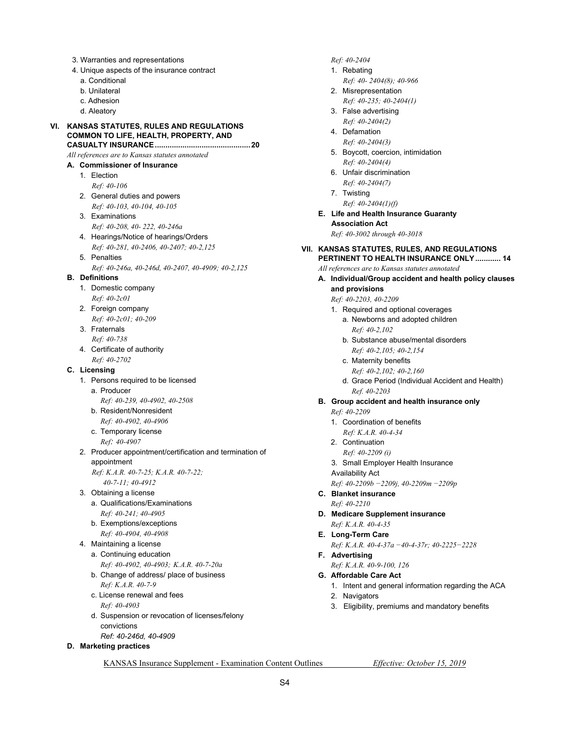3. Warranties and representations
4. Unique aspects of the insurance contract
   a. Conditional
   b. Unilateral
   c. Adhesion
   d. Aleatory

## VI. KANSAS STATUTES, RULES AND REGULATIONS COMMON TO LIFE, HEALTH, PROPERTY, AND CASUALTY INSURANCE ........................................... 20

*All references are to Kansas statutes annotated*

**A. Commissioner of Insurance**

1. Election
   *Ref: 40-106*
2. General duties and powers
   *Ref: 40-103, 40-104, 40-105*
3. Examinations
   *Ref: 40-208, 40- 222, 40-246a*
4. Hearings/Notice of hearings/Orders
   *Ref: 40-281, 40-2406, 40-2407; 40-2,125*
5. Penalties
   *Ref: 40-246a, 40-246d, 40-2407, 40-4909; 40-2,125*

**B. Definitions**

1. Domestic company
   *Ref: 40-2c01*
2. Foreign company
   *Ref: 40-2c01; 40-209*
3. Fraternals
   *Ref: 40-738*
4. Certificate of authority
   *Ref: 40-2702*

**C. Licensing**

1. Persons required to be licensed
   a. Producer
      *Ref: 40-239, 40-4902, 40-2508*
   b. Resident/Nonresident
      *Ref: 40-4902, 40-4906*
   c. Temporary license
      *Ref: 40-4907*
2. Producer appointment/certification and termination of appointment
   *Ref: K.A.R. 40-7-25; K.A.R. 40-7-22; 40-7-11; 40-4912*
3. Obtaining a license
   a. Qualifications/Examinations
      *Ref: 40-241; 40-4905*
   b. Exemptions/exceptions
      *Ref: 40-4904, 40-4908*
4. Maintaining a license
   a. Continuing education
      *Ref: 40-4902, 40-4903; K.A.R. 40-7-20a*
   b. Change of address/ place of business
      *Ref: K.A.R. 40-7-9*
   c. License renewal and fees
      *Ref: 40-4903*
   d. Suspension or revocation of licenses/felony convictions
      *Ref: 40-246d, 40-4909*

**D. Marketing practices**

*Ref: 40-2404*

1. Rebating
   *Ref: 40- 2404(8); 40-966*
2. Misrepresentation
   *Ref: 40-235; 40-2404(1)*
3. False advertising
   *Ref: 40-2404(2)*
4. Defamation
   *Ref: 40-2404(3)*
5. Boycott, coercion, intimidation
   *Ref: 40-2404(4)*
6. Unfair discrimination
   *Ref: 40-2404(7)*
7. Twisting
   *Ref: 40-2404(1)(f)*

**E. Life and Health Insurance Guaranty Association Act**

*Ref: 40-3002 through 40-3018*

## VII. KANSAS STATUTES, RULES, AND REGULATIONS PERTINENT TO HEALTH INSURANCE ONLY ............ 14

*All references are to Kansas statutes annotated*

**A. Individual/Group accident and health policy clauses and provisions**

*Ref: 40-2203, 40-2209*

1. Required and optional coverages
   a. Newborns and adopted children
      *Ref: 40-2,102*
   b. Substance abuse/mental disorders
      *Ref: 40-2,105; 40-2,154*
   c. Maternity benefits
      *Ref: 40-2,102; 40-2,160*
   d. Grace Period (Individual Accident and Health)
      *Ref. 40-2203*

**B. Group accident and health insurance only**

*Ref: 40-2209*

1. Coordination of benefits
   *Ref: K.A.R. 40-4-34*
2. Continuation
   *Ref: 40-2209 (i)*
3. Small Employer Health Insurance Availability Act
   *Ref: 40-2209b −2209j, 40-2209m −2209p*

**C. Blanket insurance**

*Ref: 40-2210*

**D. Medicare Supplement insurance**

*Ref: K.A.R. 40-4-35*

**E. Long-Term Care**

*Ref: K.A.R. 40-4-37a −40-4-37r; 40-2225−2228*

**F. Advertising**

*Ref: K.A.R. 40-9-100, 126*

**G. Affordable Care Act**

1. Intent and general information regarding the ACA
2. Navigators
3. Eligibility, premiums and mandatory benefits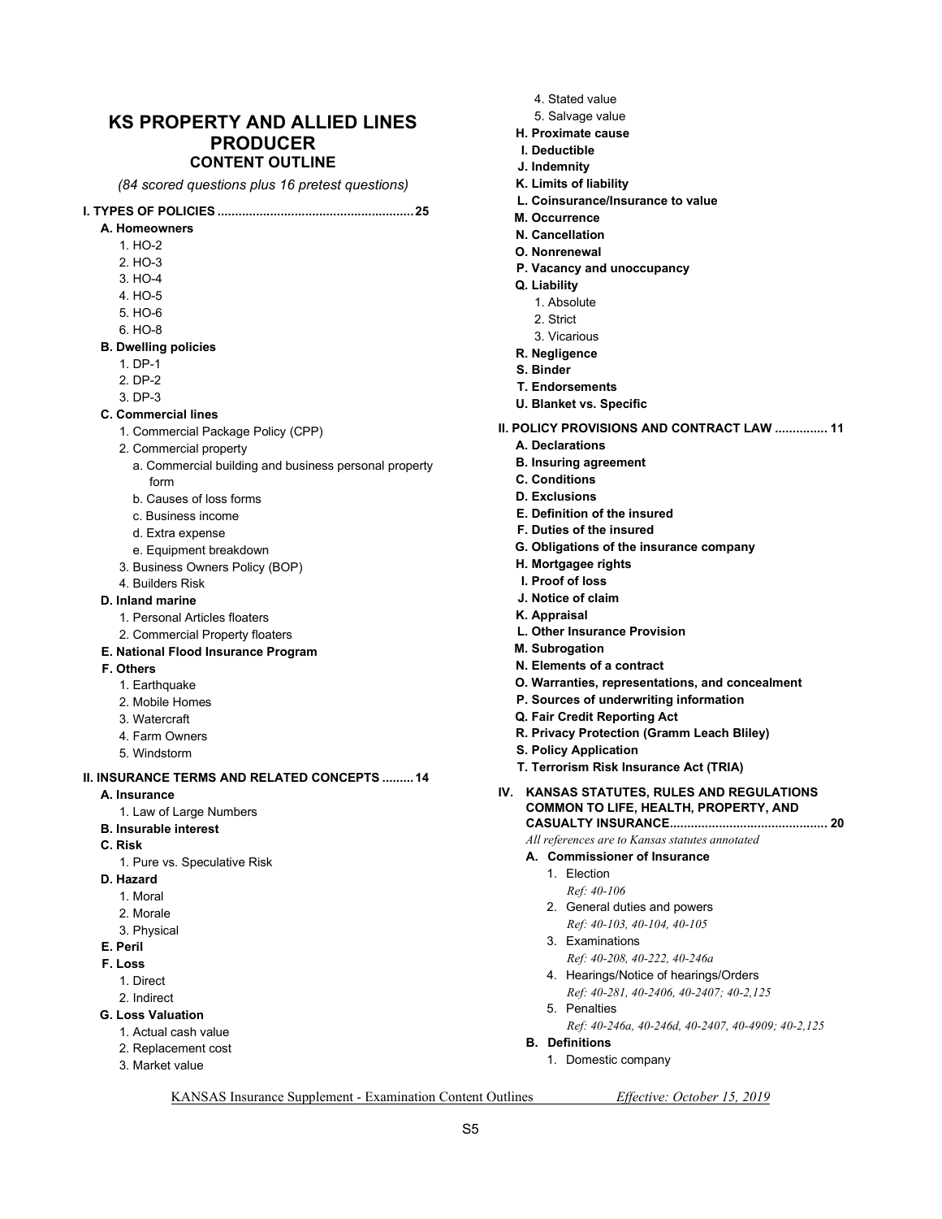# KS PROPERTY AND ALLIED LINES PRODUCER

## CONTENT OUTLINE

*(84 scored questions plus 16 pretest questions)*

**I. TYPES OF POLICIES ....................................................... 25**

- **A. Homeowners**
  1. HO-2
  2. HO-3
  3. HO-4
  4. HO-5
  5. HO-6
  6. HO-8
- **B. Dwelling policies**
  1. DP-1
  2. DP-2
  3. DP-3
- **C. Commercial lines**
  1. Commercial Package Policy (CPP)
  2. Commercial property
     - a. Commercial building and business personal property form
     - b. Causes of loss forms
     - c. Business income
     - d. Extra expense
     - e. Equipment breakdown
  3. Business Owners Policy (BOP)
  4. Builders Risk
- **D. Inland marine**
  1. Personal Articles floaters
  2. Commercial Property floaters
- **E. National Flood Insurance Program**
- **F. Others**
  1. Earthquake
  2. Mobile Homes
  3. Watercraft
  4. Farm Owners
  5. Windstorm

**II. INSURANCE TERMS AND RELATED CONCEPTS ......... 14**

- **A. Insurance**
  1. Law of Large Numbers
- **B. Insurable interest**
- **C. Risk**
  1. Pure vs. Speculative Risk
- **D. Hazard**
  1. Moral
  2. Morale
  3. Physical
- **E. Peril**
- **F. Loss**
  1. Direct
  2. Indirect
- **G. Loss Valuation**
  1. Actual cash value
  2. Replacement cost
  3. Market value
  4. Stated value
  5. Salvage value
- **H. Proximate cause**
- **I. Deductible**
- **J. Indemnity**
- **K. Limits of liability**
- **L. Coinsurance/Insurance to value**
- **M. Occurrence**
- **N. Cancellation**
- **O. Nonrenewal**
- **P. Vacancy and unoccupancy**
- **Q. Liability**
  1. Absolute
  2. Strict
  3. Vicarious
- **R. Negligence**
- **S. Binder**
- **T. Endorsements**
- **U. Blanket vs. Specific**

**II. POLICY PROVISIONS AND CONTRACT LAW ............... 11**

- **A. Declarations**
- **B. Insuring agreement**
- **C. Conditions**
- **D. Exclusions**
- **E. Definition of the insured**
- **F. Duties of the insured**
- **G. Obligations of the insurance company**
- **H. Mortgagee rights**
- **I. Proof of loss**
- **J. Notice of claim**
- **K. Appraisal**
- **L. Other Insurance Provision**
- **M. Subrogation**
- **N. Elements of a contract**
- **O. Warranties, representations, and concealment**
- **P. Sources of underwriting information**
- **Q. Fair Credit Reporting Act**
- **R. Privacy Protection (Gramm Leach Bliley)**
- **S. Policy Application**
- **T. Terrorism Risk Insurance Act (TRIA)**

**IV. KANSAS STATUTES, RULES AND REGULATIONS COMMON TO LIFE, HEALTH, PROPERTY, AND CASUALTY INSURANCE............................................ 20**

*All references are to Kansas statutes annotated*

- **A. Commissioner of Insurance**
  1. Election
     *Ref: 40-106*
  2. General duties and powers
     *Ref: 40-103, 40-104, 40-105*
  3. Examinations
     *Ref: 40-208, 40-222, 40-246a*
  4. Hearings/Notice of hearings/Orders
     *Ref: 40-281, 40-2406, 40-2407; 40-2,125*
  5. Penalties
     *Ref: 40-246a, 40-246d, 40-2407, 40-4909; 40-2,125*
- **B. Definitions**
  1. Domestic company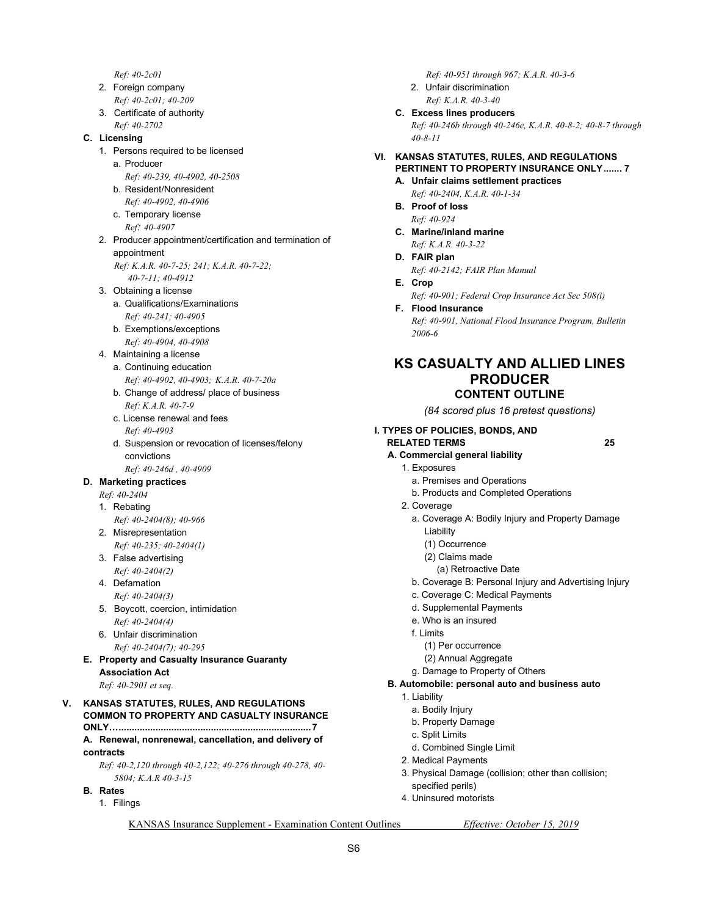*Ref: 40-2c01*

2. Foreign company
   *Ref: 40-2c01; 40-209*
3. Certificate of authority
   *Ref: 40-2702*

**C. Licensing**

1. Persons required to be licensed
   a. Producer
      *Ref: 40-239, 40-4902, 40-2508*
   b. Resident/Nonresident
      *Ref: 40-4902, 40-4906*
   c. Temporary license
      *Ref: 40-4907*
2. Producer appointment/certification and termination of appointment
   *Ref: K.A.R. 40-7-25; 241; K.A.R. 40-7-22; 40-7-11; 40-4912*
3. Obtaining a license
   a. Qualifications/Examinations
      *Ref: 40-241; 40-4905*
   b. Exemptions/exceptions
      *Ref: 40-4904, 40-4908*
4. Maintaining a license
   a. Continuing education
      *Ref: 40-4902, 40-4903; K.A.R. 40-7-20a*
   b. Change of address/ place of business
      *Ref: K.A.R. 40-7-9*
   c. License renewal and fees
      *Ref: 40-4903*
   d. Suspension or revocation of licenses/felony convictions
      *Ref: 40-246d , 40-4909*

**D. Marketing practices**
*Ref: 40-2404*

1. Rebating
   *Ref: 40-2404(8); 40-966*
2. Misrepresentation
   *Ref: 40-235; 40-2404(1)*
3. False advertising
   *Ref: 40-2404(2)*
4. Defamation
   *Ref: 40-2404(3)*
5. Boycott, coercion, intimidation
   *Ref: 40-2404(4)*
6. Unfair discrimination
   *Ref: 40-2404(7); 40-295*

**E. Property and Casualty Insurance Guaranty Association Act**
*Ref: 40-2901 et seq.*

**V. KANSAS STATUTES, RULES, AND REGULATIONS COMMON TO PROPERTY AND CASUALTY INSURANCE ONLY…......................................................................7**

**A. Renewal, nonrenewal, cancellation, and delivery of contracts**
*Ref: 40-2,120 through 40-2,122; 40-276 through 40-278, 40-5804; K.A.R 40-3-15*

**B. Rates**

1. Filings
   *Ref: 40-951 through 967; K.A.R. 40-3-6*
2. Unfair discrimination
   *Ref: K.A.R. 40-3-40*

**C. Excess lines producers**
*Ref: 40-246b through 40-246e, K.A.R. 40-8-2; 40-8-7 through 40-8-11*

**VI. KANSAS STATUTES, RULES, AND REGULATIONS PERTINENT TO PROPERTY INSURANCE ONLY....... 7**

**A. Unfair claims settlement practices**
*Ref: 40-2404, K.A.R. 40-1-34*

**B. Proof of loss**
*Ref: 40-924*

**C. Marine/inland marine**
*Ref: K.A.R. 40-3-22*

**D. FAIR plan**
*Ref: 40-2142; FAIR Plan Manual*

**E. Crop**
*Ref: 40-901; Federal Crop Insurance Act Sec 508(i)*

**F. Flood Insurance**
*Ref: 40-901, National Flood Insurance Program, Bulletin 2006-6*

## KS CASUALTY AND ALLIED LINES PRODUCER
### CONTENT OUTLINE

*(84 scored plus 16 pretest questions)*

**I. TYPES OF POLICIES, BONDS, AND RELATED TERMS 25**

**A. Commercial general liability**

1. Exposures
   a. Premises and Operations
   b. Products and Completed Operations
2. Coverage
   a. Coverage A: Bodily Injury and Property Damage Liability
      (1) Occurrence
      (2) Claims made
         (a) Retroactive Date
   b. Coverage B: Personal Injury and Advertising Injury
   c. Coverage C: Medical Payments
   d. Supplemental Payments
   e. Who is an insured
   f. Limits
      (1) Per occurrence
      (2) Annual Aggregate
   g. Damage to Property of Others

**B. Automobile: personal auto and business auto**

1. Liability
   a. Bodily Injury
   b. Property Damage
   c. Split Limits
   d. Combined Single Limit
2. Medical Payments
3. Physical Damage (collision; other than collision; specified perils)
4. Uninsured motorists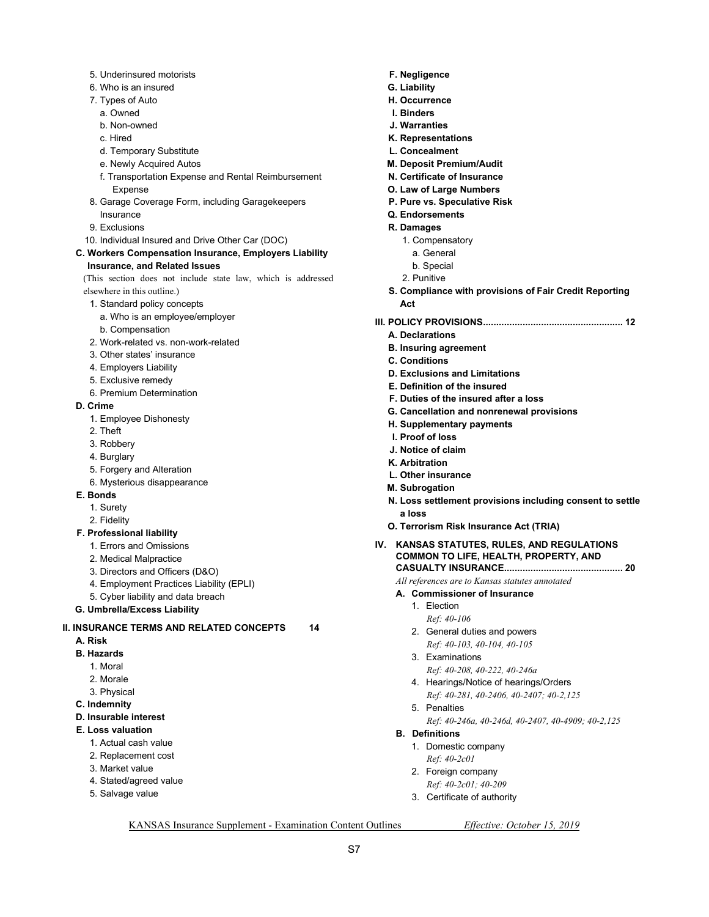5. Underinsured motorists
6. Who is an insured
7. Types of Auto
   a. Owned
   b. Non-owned
   c. Hired
   d. Temporary Substitute
   e. Newly Acquired Autos
   f. Transportation Expense and Rental Reimbursement Expense
8. Garage Coverage Form, including Garagekeepers Insurance
9. Exclusions
10. Individual Insured and Drive Other Car (DOC)

**C. Workers Compensation Insurance, Employers Liability Insurance, and Related Issues**

(This section does not include state law, which is addressed elsewhere in this outline.)

1. Standard policy concepts
   a. Who is an employee/employer
   b. Compensation
2. Work-related vs. non-work-related
3. Other states' insurance
4. Employers Liability
5. Exclusive remedy
6. Premium Determination

**D. Crime**

1. Employee Dishonesty
2. Theft
3. Robbery
4. Burglary
5. Forgery and Alteration
6. Mysterious disappearance

**E. Bonds**

1. Surety
2. Fidelity

**F. Professional liability**

1. Errors and Omissions
2. Medical Malpractice
3. Directors and Officers (D&O)
4. Employment Practices Liability (EPLI)
5. Cyber liability and data breach

**G. Umbrella/Excess Liability**

## II. INSURANCE TERMS AND RELATED CONCEPTS 14

**A. Risk**

**B. Hazards**

1. Moral
2. Morale
3. Physical

**C. Indemnity**

**D. Insurable interest**

**E. Loss valuation**

1. Actual cash value
2. Replacement cost
3. Market value
4. Stated/agreed value
5. Salvage value

**F. Negligence**

**G. Liability**

**H. Occurrence**

**I. Binders**

**J. Warranties**

**K. Representations**

**L. Concealment**

**M. Deposit Premium/Audit**

**N. Certificate of Insurance**

**O. Law of Large Numbers**

**P. Pure vs. Speculative Risk**

**Q. Endorsements**

**R. Damages**

1. Compensatory
   a. General
   b. Special
2. Punitive

**S. Compliance with provisions of Fair Credit Reporting Act**

## III. POLICY PROVISIONS 12

**A. Declarations**

**B. Insuring agreement**

**C. Conditions**

**D. Exclusions and Limitations**

**E. Definition of the insured**

**F. Duties of the insured after a loss**

**G. Cancellation and nonrenewal provisions**

**H. Supplementary payments**

**I. Proof of loss**

**J. Notice of claim**

**K. Arbitration**

**L. Other insurance**

**M. Subrogation**

**N. Loss settlement provisions including consent to settle a loss**

**O. Terrorism Risk Insurance Act (TRIA)**

## IV. KANSAS STATUTES, RULES, AND REGULATIONS COMMON TO LIFE, HEALTH, PROPERTY, AND CASUALTY INSURANCE 20

*All references are to Kansas statutes annotated*

**A. Commissioner of Insurance**

1. Election
   *Ref: 40-106*
2. General duties and powers
   *Ref: 40-103, 40-104, 40-105*
3. Examinations
   *Ref: 40-208, 40-222, 40-246a*
4. Hearings/Notice of hearings/Orders
   *Ref: 40-281, 40-2406, 40-2407; 40-2,125*
5. Penalties
   *Ref: 40-246a, 40-246d, 40-2407, 40-4909; 40-2,125*

**B. Definitions**

1. Domestic company
   *Ref: 40-2c01*
2. Foreign company
   *Ref: 40-2c01; 40-209*
3. Certificate of authority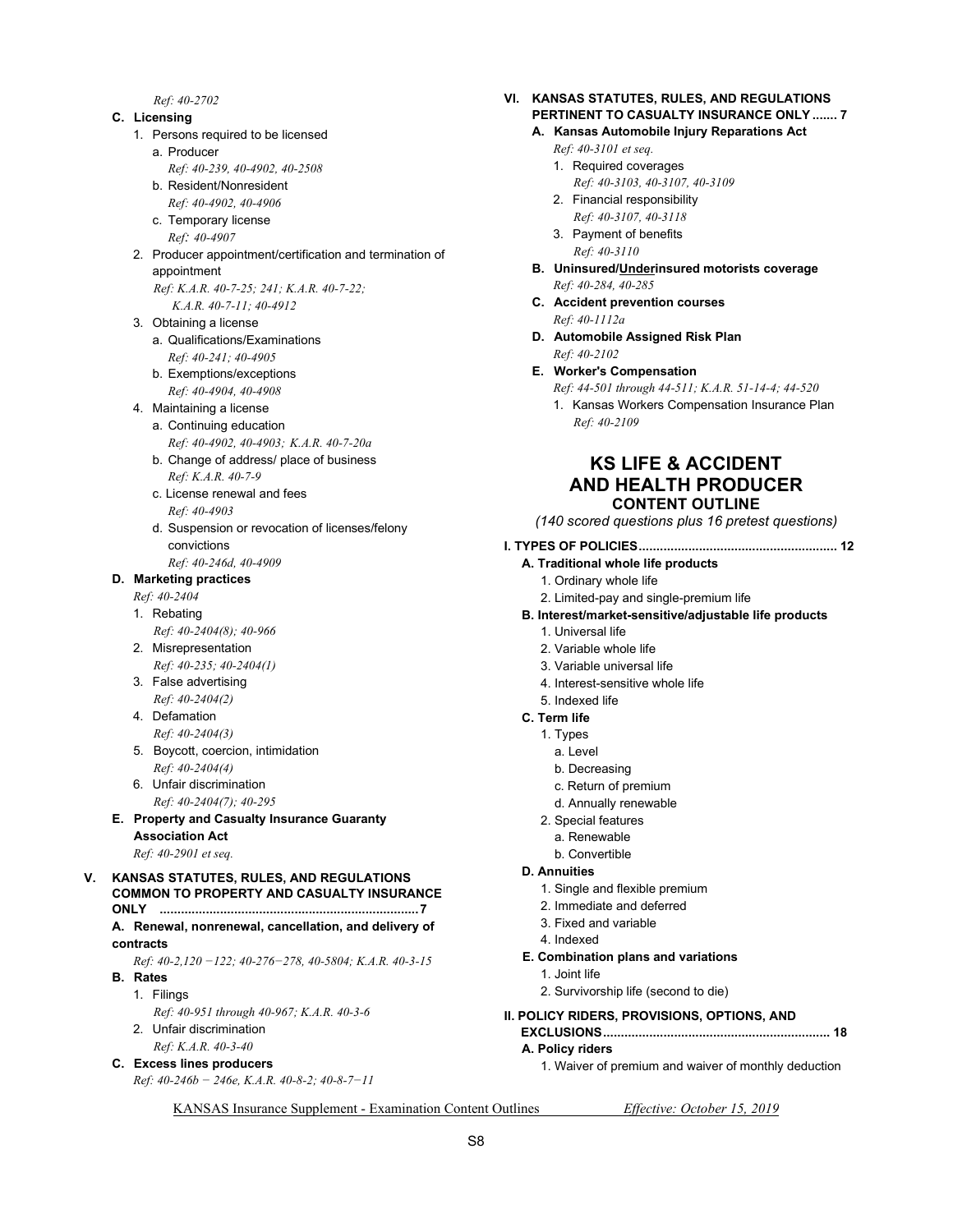*Ref: 40-2702*

**C. Licensing**

1. Persons required to be licensed
   - a. Producer
     *Ref: 40-239, 40-4902, 40-2508*
   - b. Resident/Nonresident
     *Ref: 40-4902, 40-4906*
   - c. Temporary license
     *Ref: 40-4907*
2. Producer appointment/certification and termination of appointment
   *Ref: K.A.R. 40-7-25; 241; K.A.R. 40-7-22; K.A.R. 40-7-11; 40-4912*
3. Obtaining a license
   - a. Qualifications/Examinations
     *Ref: 40-241; 40-4905*
   - b. Exemptions/exceptions
     *Ref: 40-4904, 40-4908*
4. Maintaining a license
   - a. Continuing education
     *Ref: 40-4902, 40-4903; K.A.R. 40-7-20a*
   - b. Change of address/ place of business
     *Ref: K.A.R. 40-7-9*
   - c. License renewal and fees
     *Ref: 40-4903*
   - d. Suspension or revocation of licenses/felony convictions
     *Ref: 40-246d, 40-4909*

**D. Marketing practices**

*Ref: 40-2404*

1. Rebating
   *Ref: 40-2404(8); 40-966*
2. Misrepresentation
   *Ref: 40-235; 40-2404(1)*
3. False advertising
   *Ref: 40-2404(2)*
4. Defamation
   *Ref: 40-2404(3)*
5. Boycott, coercion, intimidation
   *Ref: 40-2404(4)*
6. Unfair discrimination
   *Ref: 40-2404(7); 40-295*

**E. Property and Casualty Insurance Guaranty Association Act**

*Ref: 40-2901 et seq.*

**V. KANSAS STATUTES, RULES, AND REGULATIONS COMMON TO PROPERTY AND CASUALTY INSURANCE ONLY ........................................................................ 7**

**A. Renewal, nonrenewal, cancellation, and delivery of contracts**

*Ref: 40-2,120 −122; 40-276−278, 40-5804; K.A.R. 40-3-15*

**B. Rates**

1. Filings
   *Ref: 40-951 through 40-967; K.A.R. 40-3-6*
2. Unfair discrimination
   *Ref: K.A.R. 40-3-40*

**C. Excess lines producers**

*Ref: 40-246b − 246e, K.A.R. 40-8-2; 40-8-7−11*

**VI. KANSAS STATUTES, RULES, AND REGULATIONS PERTINENT TO CASUALTY INSURANCE ONLY ....... 7**

**A. Kansas Automobile Injury Reparations Act**

*Ref: 40-3101 et seq.*

1. Required coverages
   *Ref: 40-3103, 40-3107, 40-3109*
2. Financial responsibility
   *Ref: 40-3107, 40-3118*
3. Payment of benefits
   *Ref: 40-3110*

**B. Uninsured/Underinsured motorists coverage**

*Ref: 40-284, 40-285*

**C. Accident prevention courses**

*Ref: 40-1112a*

**D. Automobile Assigned Risk Plan**

*Ref: 40-2102*

**E. Worker's Compensation**

*Ref: 44-501 through 44-511; K.A.R. 51-14-4; 44-520*

1. Kansas Workers Compensation Insurance Plan
   *Ref: 40-2109*

# KS LIFE & ACCIDENT AND HEALTH PRODUCER
## CONTENT OUTLINE

*(140 scored questions plus 16 pretest questions)*

**I. TYPES OF POLICIES....................................................... 12**

**A. Traditional whole life products**

1. Ordinary whole life
2. Limited-pay and single-premium life

**B. Interest/market-sensitive/adjustable life products**

1. Universal life
2. Variable whole life
3. Variable universal life
4. Interest-sensitive whole life
5. Indexed life

**C. Term life**

1. Types
   - a. Level
   - b. Decreasing
   - c. Return of premium
   - d. Annually renewable
2. Special features
   - a. Renewable
   - b. Convertible

**D. Annuities**

1. Single and flexible premium
2. Immediate and deferred
3. Fixed and variable
4. Indexed

**E. Combination plans and variations**

1. Joint life
2. Survivorship life (second to die)

**II. POLICY RIDERS, PROVISIONS, OPTIONS, AND EXCLUSIONS............................................................... 18**

**A. Policy riders**

1. Waiver of premium and waiver of monthly deduction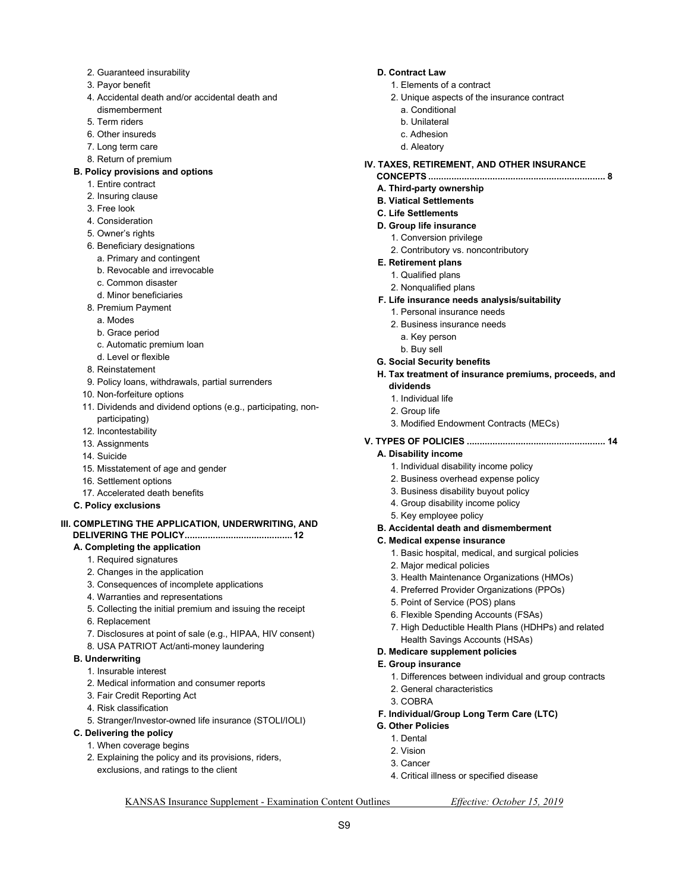2. Guaranteed insurability
3. Payor benefit
4. Accidental death and/or accidental death and dismemberment
5. Term riders
6. Other insureds
7. Long term care
8. Return of premium

**B. Policy provisions and options**

1. Entire contract
2. Insuring clause
3. Free look
4. Consideration
5. Owner's rights
6. Beneficiary designations
   - a. Primary and contingent
   - b. Revocable and irrevocable
   - c. Common disaster
   - d. Minor beneficiaries
8. Premium Payment
   - a. Modes
   - b. Grace period
   - c. Automatic premium loan
   - d. Level or flexible
8. Reinstatement
9. Policy loans, withdrawals, partial surrenders
10. Non-forfeiture options
11. Dividends and dividend options (e.g., participating, non-participating)
12. Incontestability
13. Assignments
14. Suicide
15. Misstatement of age and gender
16. Settlement options
17. Accelerated death benefits

**C. Policy exclusions**

## III. COMPLETING THE APPLICATION, UNDERWRITING, AND DELIVERING THE POLICY.......................................... 12

**A. Completing the application**

1. Required signatures
2. Changes in the application
3. Consequences of incomplete applications
4. Warranties and representations
5. Collecting the initial premium and issuing the receipt
6. Replacement
7. Disclosures at point of sale (e.g., HIPAA, HIV consent)
8. USA PATRIOT Act/anti-money laundering

**B. Underwriting**

1. Insurable interest
2. Medical information and consumer reports
3. Fair Credit Reporting Act
4. Risk classification
5. Stranger/Investor-owned life insurance (STOLI/IOLI)

**C. Delivering the policy**

1. When coverage begins
2. Explaining the policy and its provisions, riders, exclusions, and ratings to the client

**D. Contract Law**

1. Elements of a contract
2. Unique aspects of the insurance contract
   - a. Conditional
   - b. Unilateral
   - c. Adhesion
   - d. Aleatory

## IV. TAXES, RETIREMENT, AND OTHER INSURANCE CONCEPTS .................................................................... 8

**A. Third-party ownership**

**B. Viatical Settlements**

**C. Life Settlements**

**D. Group life insurance**

1. Conversion privilege
2. Contributory vs. noncontributory

**E. Retirement plans**

1. Qualified plans
2. Nonqualified plans

**F. Life insurance needs analysis/suitability**

1. Personal insurance needs
2. Business insurance needs
   - a. Key person
   - b. Buy sell

**G. Social Security benefits**

**H. Tax treatment of insurance premiums, proceeds, and dividends**

1. Individual life
2. Group life
3. Modified Endowment Contracts (MECs)

## V. TYPES OF POLICIES ..................................................... 14

**A. Disability income**

1. Individual disability income policy
2. Business overhead expense policy
3. Business disability buyout policy
4. Group disability income policy
5. Key employee policy

**B. Accidental death and dismemberment**

**C. Medical expense insurance**

1. Basic hospital, medical, and surgical policies
2. Major medical policies
3. Health Maintenance Organizations (HMOs)
4. Preferred Provider Organizations (PPOs)
5. Point of Service (POS) plans
6. Flexible Spending Accounts (FSAs)
7. High Deductible Health Plans (HDHPs) and related Health Savings Accounts (HSAs)

**D. Medicare supplement policies**

**E. Group insurance**

1. Differences between individual and group contracts
2. General characteristics
3. COBRA

**F. Individual/Group Long Term Care (LTC)**

**G. Other Policies**

1. Dental
2. Vision
3. Cancer
4. Critical illness or specified disease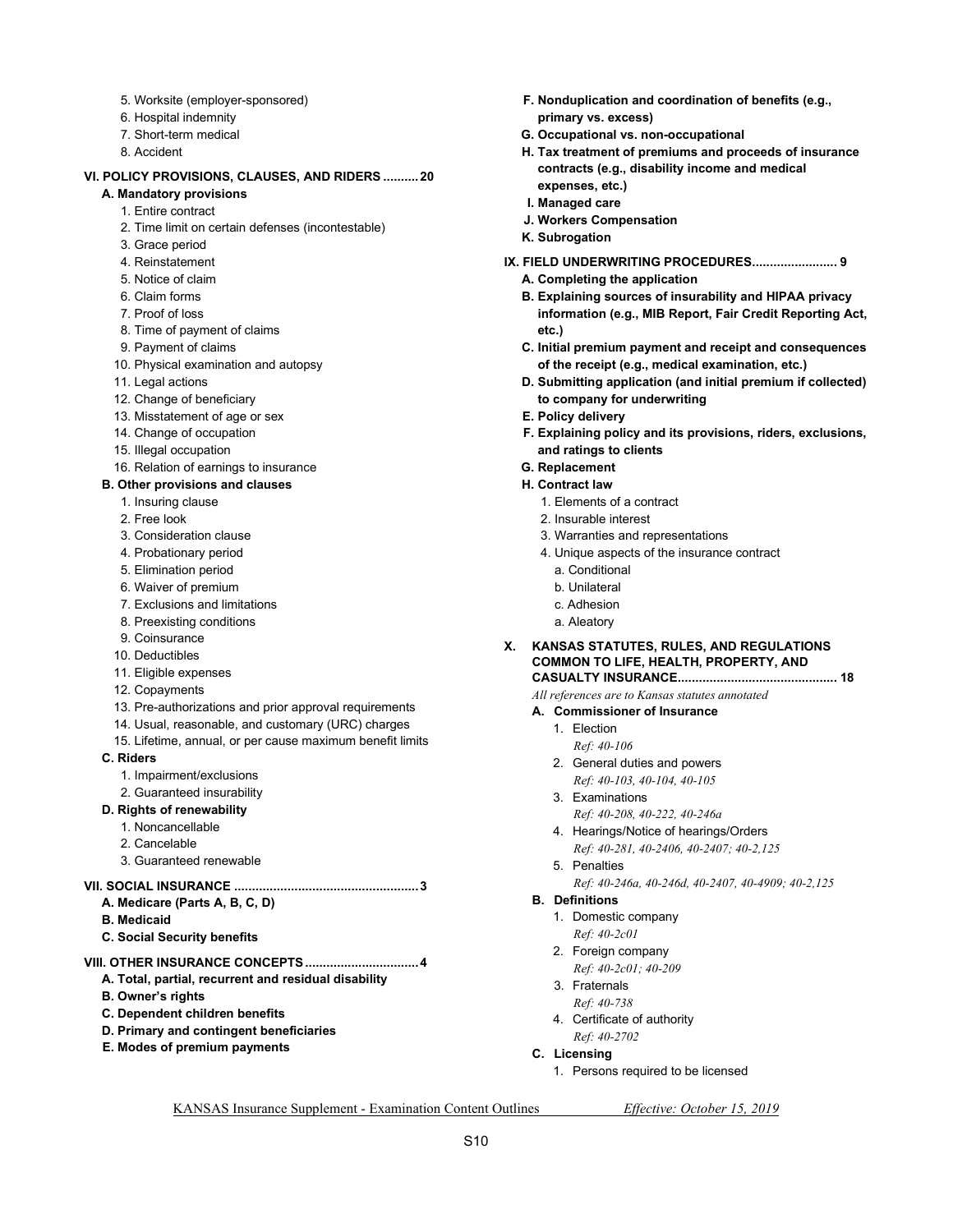5. Worksite (employer-sponsored)
6. Hospital indemnity
7. Short-term medical
8. Accident

**VI. POLICY PROVISIONS, CLAUSES, AND RIDERS .......... 20**

**A. Mandatory provisions**

1. Entire contract
2. Time limit on certain defenses (incontestable)
3. Grace period
4. Reinstatement
5. Notice of claim
6. Claim forms
7. Proof of loss
8. Time of payment of claims
9. Payment of claims
10. Physical examination and autopsy
11. Legal actions
12. Change of beneficiary
13. Misstatement of age or sex
14. Change of occupation
15. Illegal occupation
16. Relation of earnings to insurance

**B. Other provisions and clauses**

1. Insuring clause
2. Free look
3. Consideration clause
4. Probationary period
5. Elimination period
6. Waiver of premium
7. Exclusions and limitations
8. Preexisting conditions
9. Coinsurance
10. Deductibles
11. Eligible expenses
12. Copayments
13. Pre-authorizations and prior approval requirements
14. Usual, reasonable, and customary (URC) charges
15. Lifetime, annual, or per cause maximum benefit limits

**C. Riders**

1. Impairment/exclusions
2. Guaranteed insurability

**D. Rights of renewability**

1. Noncancellable
2. Cancelable
3. Guaranteed renewable

**VII. SOCIAL INSURANCE ................................................... 3**

**A. Medicare (Parts A, B, C, D)**

**B. Medicaid**

**C. Social Security benefits**

**VIII. OTHER INSURANCE CONCEPTS ................................ 4**

**A. Total, partial, recurrent and residual disability**

**B. Owner's rights**

**C. Dependent children benefits**

**D. Primary and contingent beneficiaries**

**E. Modes of premium payments**

**F. Nonduplication and coordination of benefits (e.g., primary vs. excess)**

**G. Occupational vs. non-occupational**

**H. Tax treatment of premiums and proceeds of insurance contracts (e.g., disability income and medical expenses, etc.)**

**I. Managed care**

**J. Workers Compensation**

**K. Subrogation**

**IX. FIELD UNDERWRITING PROCEDURES........................ 9**

**A. Completing the application**

**B. Explaining sources of insurability and HIPAA privacy information (e.g., MIB Report, Fair Credit Reporting Act, etc.)**

**C. Initial premium payment and receipt and consequences of the receipt (e.g., medical examination, etc.)**

**D. Submitting application (and initial premium if collected) to company for underwriting**

**E. Policy delivery**

**F. Explaining policy and its provisions, riders, exclusions, and ratings to clients**

**G. Replacement**

**H. Contract law**

1. Elements of a contract
2. Insurable interest
3. Warranties and representations
4. Unique aspects of the insurance contract
   - a. Conditional
   - b. Unilateral
   - c. Adhesion
   - a. Aleatory

**X. KANSAS STATUTES, RULES, AND REGULATIONS COMMON TO LIFE, HEALTH, PROPERTY, AND CASUALTY INSURANCE............................................ 18**

*All references are to Kansas statutes annotated*

**A. Commissioner of Insurance**

1. Election
   *Ref: 40-106*
2. General duties and powers
   *Ref: 40-103, 40-104, 40-105*
3. Examinations
   *Ref: 40-208, 40-222, 40-246a*
4. Hearings/Notice of hearings/Orders
   *Ref: 40-281, 40-2406, 40-2407; 40-2,125*
5. Penalties
   *Ref: 40-246a, 40-246d, 40-2407, 40-4909; 40-2,125*

**B. Definitions**

1. Domestic company
   *Ref: 40-2c01*
2. Foreign company
   *Ref: 40-2c01; 40-209*
3. Fraternals
   *Ref: 40-738*
4. Certificate of authority
   *Ref: 40-2702*

**C. Licensing**

1. Persons required to be licensed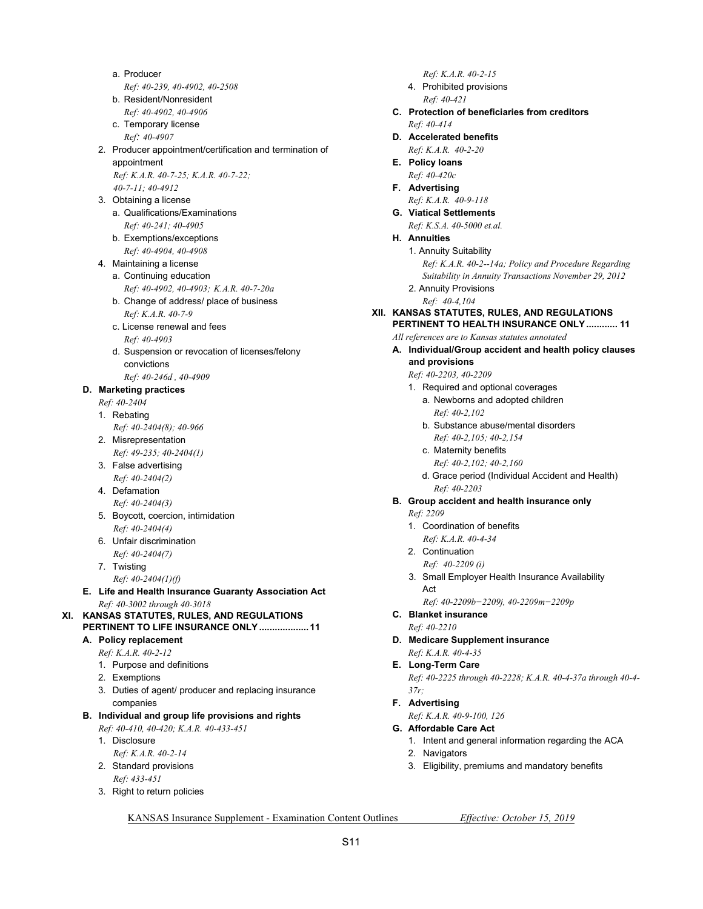- a. Producer
  *Ref: 40-239, 40-4902, 40-2508*
- b. Resident/Nonresident
  *Ref: 40-4902, 40-4906*
- c. Temporary license
  *Ref: 40-4907*

2. Producer appointment/certification and termination of appointment
   *Ref: K.A.R. 40-7-25; K.A.R. 40-7-22; 40-7-11; 40-4912*
3. Obtaining a license
   - a. Qualifications/Examinations
     *Ref: 40-241; 40-4905*
   - b. Exemptions/exceptions
     *Ref: 40-4904, 40-4908*
4. Maintaining a license
   - a. Continuing education
     *Ref: 40-4902, 40-4903; K.A.R. 40-7-20a*
   - b. Change of address/ place of business
     *Ref: K.A.R. 40-7-9*
   - c. License renewal and fees
     *Ref: 40-4903*
   - d. Suspension or revocation of licenses/felony convictions
     *Ref: 40-246d , 40-4909*

**D. Marketing practices**
*Ref: 40-2404*

1. Rebating
   *Ref: 40-2404(8); 40-966*
2. Misrepresentation
   *Ref: 49-235; 40-2404(1)*
3. False advertising
   *Ref: 40-2404(2)*
4. Defamation
   *Ref: 40-2404(3)*
5. Boycott, coercion, intimidation
   *Ref: 40-2404(4)*
6. Unfair discrimination
   *Ref: 40-2404(7)*
7. Twisting
   *Ref: 40-2404(1)(f)*

**E. Life and Health Insurance Guaranty Association Act**
*Ref: 40-3002 through 40-3018*

## XI. KANSAS STATUTES, RULES, AND REGULATIONS PERTINENT TO LIFE INSURANCE ONLY .................. 11

**A. Policy replacement**
*Ref: K.A.R. 40-2-12*

1. Purpose and definitions
2. Exemptions
3. Duties of agent/ producer and replacing insurance companies

**B. Individual and group life provisions and rights**
*Ref: 40-410, 40-420; K.A.R. 40-433-451*

1. Disclosure
   *Ref: K.A.R. 40-2-14*
2. Standard provisions
   *Ref: 433-451*
3. Right to return policies
   *Ref: K.A.R. 40-2-15*
4. Prohibited provisions
   *Ref: 40-421*

**C. Protection of beneficiaries from creditors**
*Ref: 40-414*

**D. Accelerated benefits**
*Ref: K.A.R. 40-2-20*

**E. Policy loans**
*Ref: 40-420c*

**F. Advertising**
*Ref: K.A.R. 40-9-118*

**G. Viatical Settlements**
*Ref: K.S.A. 40-5000 et.al.*

**H. Annuities**

1. Annuity Suitability
   *Ref: K.A.R. 40-2--14a; Policy and Procedure Regarding Suitability in Annuity Transactions November 29, 2012*
2. Annuity Provisions
   *Ref: 40-4,104*

## XII. KANSAS STATUTES, RULES, AND REGULATIONS PERTINENT TO HEALTH INSURANCE ONLY ............ 11

*All references are to Kansas statutes annotated*

**A. Individual/Group accident and health policy clauses and provisions**
*Ref: 40-2203, 40-2209*

1. Required and optional coverages
   - a. Newborns and adopted children
     *Ref: 40-2,102*
   - b. Substance abuse/mental disorders
     *Ref: 40-2,105; 40-2,154*
   - c. Maternity benefits
     *Ref: 40-2,102; 40-2,160*
   - d. Grace period (Individual Accident and Health)
     *Ref: 40-2203*

**B. Group accident and health insurance only**
*Ref: 2209*

1. Coordination of benefits
   *Ref: K.A.R. 40-4-34*
2. Continuation
   *Ref: 40-2209 (i)*
3. Small Employer Health Insurance Availability Act
   *Ref: 40-2209b−2209j, 40-2209m−2209p*

**C. Blanket insurance**
*Ref: 40-2210*

**D. Medicare Supplement insurance**
*Ref: K.A.R. 40-4-35*

**E. Long-Term Care**
*Ref: 40-2225 through 40-2228; K.A.R. 40-4-37a through 40-4-37r;*

**F. Advertising**
*Ref: K.A.R. 40-9-100, 126*

**G. Affordable Care Act**

1. Intent and general information regarding the ACA
2. Navigators
3. Eligibility, premiums and mandatory benefits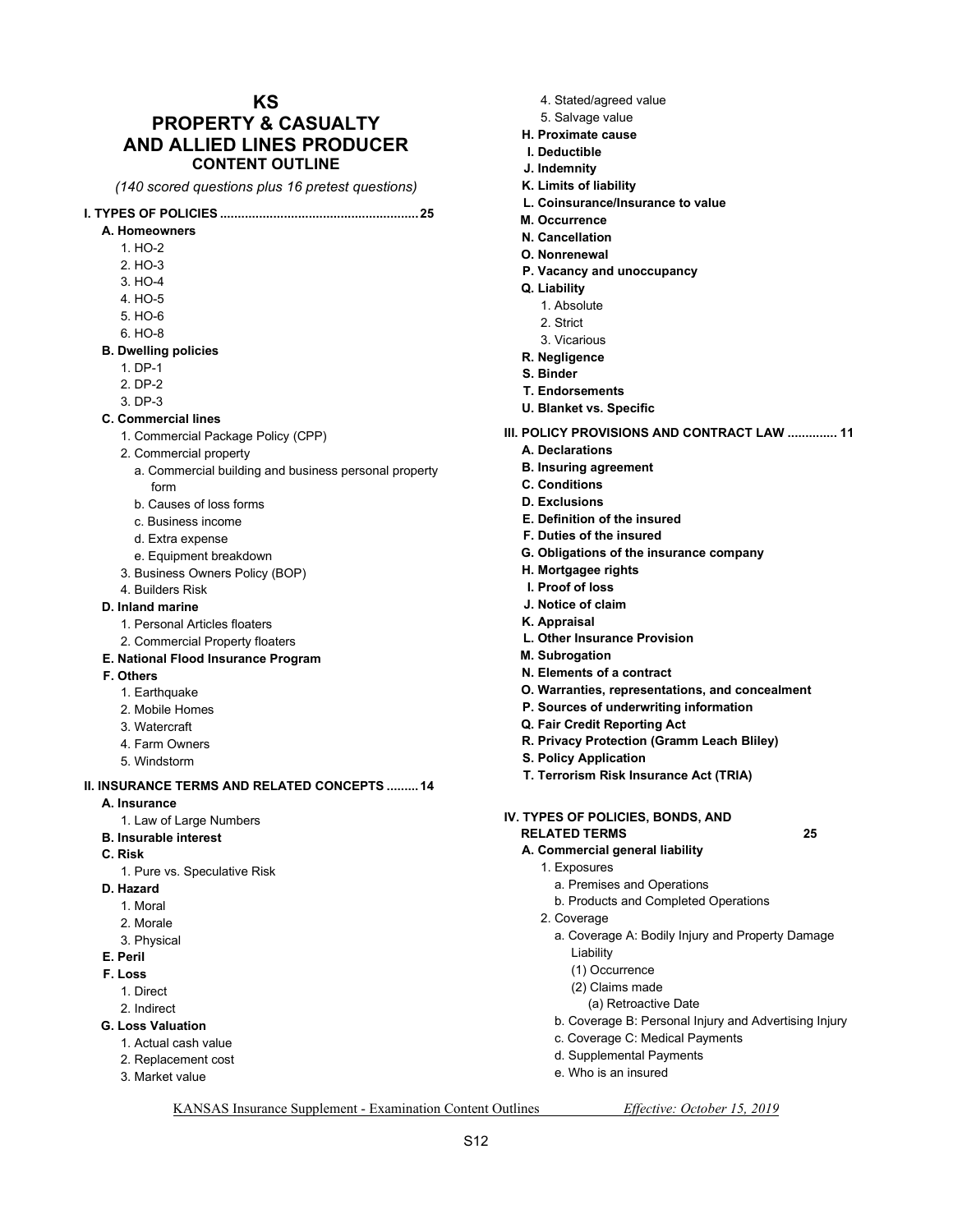# KS
# PROPERTY & CASUALTY AND ALLIED LINES PRODUCER
## CONTENT OUTLINE

*(140 scored questions plus 16 pretest questions)*

**I. TYPES OF POLICIES ....................................................... 25**

- **A. Homeowners**
  1. HO-2
  2. HO-3
  3. HO-4
  4. HO-5
  5. HO-6
  6. HO-8
- **B. Dwelling policies**
  1. DP-1
  2. DP-2
  3. DP-3
- **C. Commercial lines**
  1. Commercial Package Policy (CPP)
  2. Commercial property
     - a. Commercial building and business personal property form
     - b. Causes of loss forms
     - c. Business income
     - d. Extra expense
     - e. Equipment breakdown
  3. Business Owners Policy (BOP)
  4. Builders Risk
- **D. Inland marine**
  1. Personal Articles floaters
  2. Commercial Property floaters
- **E. National Flood Insurance Program**
- **F. Others**
  1. Earthquake
  2. Mobile Homes
  3. Watercraft
  4. Farm Owners
  5. Windstorm

**II. INSURANCE TERMS AND RELATED CONCEPTS ......... 14**

- **A. Insurance**
  1. Law of Large Numbers
- **B. Insurable interest**
- **C. Risk**
  1. Pure vs. Speculative Risk
- **D. Hazard**
  1. Moral
  2. Morale
  3. Physical
- **E. Peril**
- **F. Loss**
  1. Direct
  2. Indirect
- **G. Loss Valuation**
  1. Actual cash value
  2. Replacement cost
  3. Market value
  4. Stated/agreed value
  5. Salvage value
- **H. Proximate cause**
- **I. Deductible**
- **J. Indemnity**
- **K. Limits of liability**
- **L. Coinsurance/Insurance to value**
- **M. Occurrence**
- **N. Cancellation**
- **O. Nonrenewal**
- **P. Vacancy and unoccupancy**
- **Q. Liability**
  1. Absolute
  2. Strict
  3. Vicarious
- **R. Negligence**
- **S. Binder**
- **T. Endorsements**
- **U. Blanket vs. Specific**

**III. POLICY PROVISIONS AND CONTRACT LAW ............. 11**

- **A. Declarations**
- **B. Insuring agreement**
- **C. Conditions**
- **D. Exclusions**
- **E. Definition of the insured**
- **F. Duties of the insured**
- **G. Obligations of the insurance company**
- **H. Mortgagee rights**
- **I. Proof of loss**
- **J. Notice of claim**
- **K. Appraisal**
- **L. Other Insurance Provision**
- **M. Subrogation**
- **N. Elements of a contract**
- **O. Warranties, representations, and concealment**
- **P. Sources of underwriting information**
- **Q. Fair Credit Reporting Act**
- **R. Privacy Protection (Gramm Leach Bliley)**
- **S. Policy Application**
- **T. Terrorism Risk Insurance Act (TRIA)**

**IV. TYPES OF POLICIES, BONDS, AND RELATED TERMS 25**

- **A. Commercial general liability**
  1. Exposures
     - a. Premises and Operations
     - b. Products and Completed Operations
  2. Coverage
     - a. Coverage A: Bodily Injury and Property Damage Liability
       - (1) Occurrence
       - (2) Claims made
         - (a) Retroactive Date
     - b. Coverage B: Personal Injury and Advertising Injury
     - c. Coverage C: Medical Payments
     - d. Supplemental Payments
     - e. Who is an insured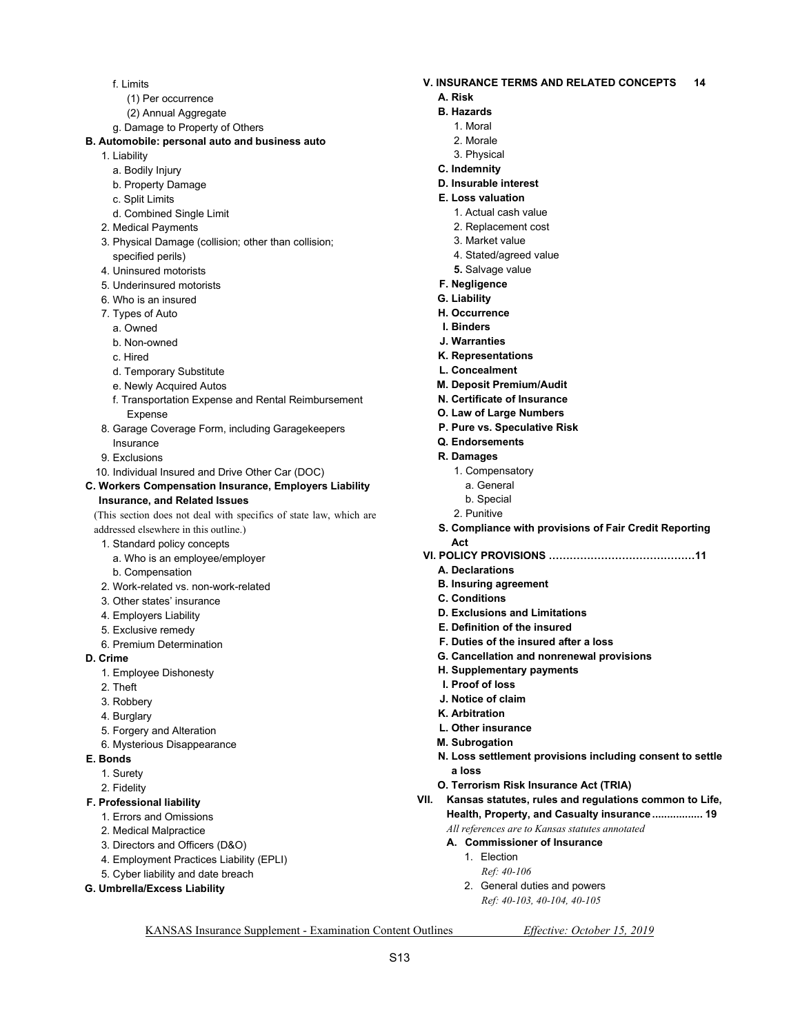- f. Limits
  - (1) Per occurrence
  - (2) Annual Aggregate
- g. Damage to Property of Others

**B. Automobile: personal auto and business auto**

1. Liability
   - a. Bodily Injury
   - b. Property Damage
   - c. Split Limits
   - d. Combined Single Limit
2. Medical Payments
3. Physical Damage (collision; other than collision; specified perils)
4. Uninsured motorists
5. Underinsured motorists
6. Who is an insured
7. Types of Auto
   - a. Owned
   - b. Non-owned
   - c. Hired
   - d. Temporary Substitute
   - e. Newly Acquired Autos
   - f. Transportation Expense and Rental Reimbursement Expense
8. Garage Coverage Form, including Garagekeepers Insurance
9. Exclusions
10. Individual Insured and Drive Other Car (DOC)

**C. Workers Compensation Insurance, Employers Liability Insurance, and Related Issues**

(This section does not deal with specifics of state law, which are addressed elsewhere in this outline.)

1. Standard policy concepts
   - a. Who is an employee/employer
   - b. Compensation
2. Work-related vs. non-work-related
3. Other states' insurance
4. Employers Liability
5. Exclusive remedy
6. Premium Determination

**D. Crime**

1. Employee Dishonesty
2. Theft
3. Robbery
4. Burglary
5. Forgery and Alteration
6. Mysterious Disappearance

**E. Bonds**

1. Surety
2. Fidelity

**F. Professional liability**

1. Errors and Omissions
2. Medical Malpractice
3. Directors and Officers (D&O)
4. Employment Practices Liability (EPLI)
5. Cyber liability and date breach

**G. Umbrella/Excess Liability**

**V. INSURANCE TERMS AND RELATED CONCEPTS 14**

**A. Risk**

**B. Hazards**

1. Moral
2. Morale
3. Physical

**C. Indemnity**

**D. Insurable interest**

**E. Loss valuation**

1. Actual cash value
2. Replacement cost
3. Market value
4. Stated/agreed value
5. Salvage value

**F. Negligence**

**G. Liability**

**H. Occurrence**

**I. Binders**

**J. Warranties**

**K. Representations**

**L. Concealment**

**M. Deposit Premium/Audit**

**N. Certificate of Insurance**

**O. Law of Large Numbers**

**P. Pure vs. Speculative Risk**

**Q. Endorsements**

**R. Damages**

1. Compensatory
   - a. General
   - b. Special
2. Punitive

**S. Compliance with provisions of Fair Credit Reporting Act**

**VI. POLICY PROVISIONS ……………………………………11**

**A. Declarations**

**B. Insuring agreement**

**C. Conditions**

**D. Exclusions and Limitations**

**E. Definition of the insured**

**F. Duties of the insured after a loss**

**G. Cancellation and nonrenewal provisions**

**H. Supplementary payments**

**I. Proof of loss**

**J. Notice of claim**

**K. Arbitration**

**L. Other insurance**

**M. Subrogation**

**N. Loss settlement provisions including consent to settle a loss**

**O. Terrorism Risk Insurance Act (TRIA)**

**VII. Kansas statutes, rules and regulations common to Life, Health, Property, and Casualty insurance ................ 19**

*All references are to Kansas statutes annotated*

**A. Commissioner of Insurance**

1. Election
   *Ref: 40-106*
2. General duties and powers
   *Ref: 40-103, 40-104, 40-105*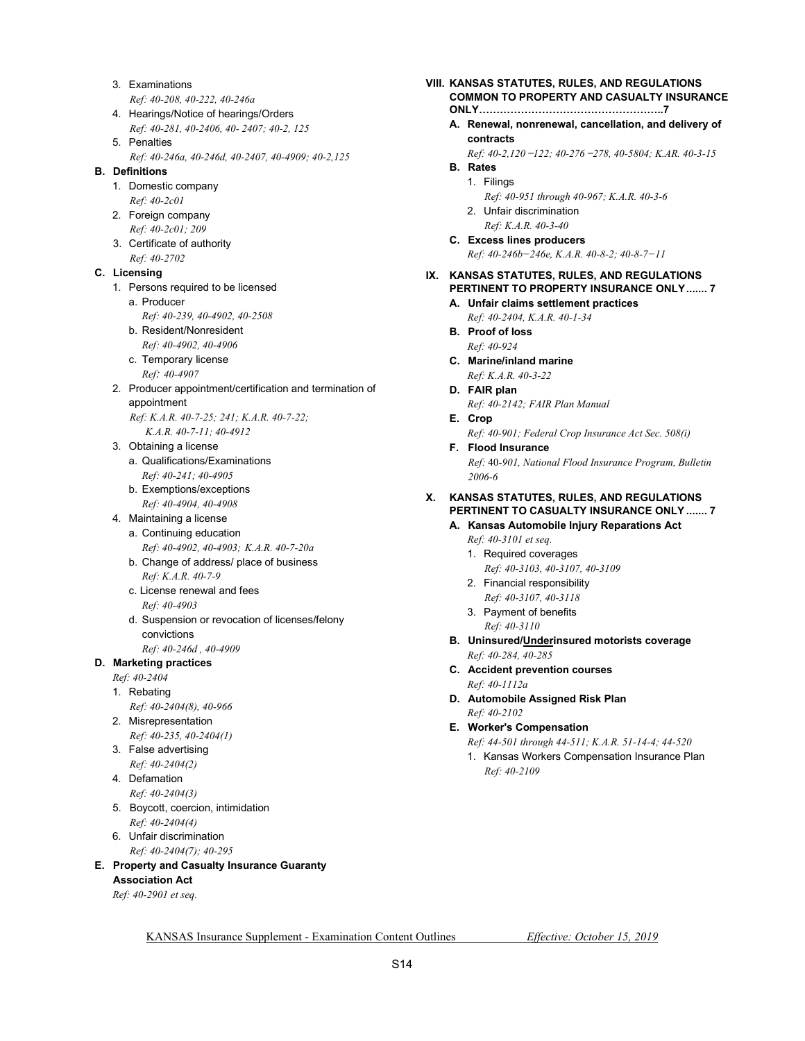3. Examinations
   *Ref: 40-208, 40-222, 40-246a*
4. Hearings/Notice of hearings/Orders
   *Ref: 40-281, 40-2406, 40- 2407; 40-2, 125*
5. Penalties
   *Ref: 40-246a, 40-246d, 40-2407, 40-4909; 40-2,125*

**B. Definitions**

1. Domestic company
   *Ref: 40-2c01*
2. Foreign company
   *Ref: 40-2c01; 209*
3. Certificate of authority
   *Ref: 40-2702*

**C. Licensing**

1. Persons required to be licensed
   a. Producer
      *Ref: 40-239, 40-4902, 40-2508*
   b. Resident/Nonresident
      *Ref: 40-4902, 40-4906*
   c. Temporary license
      *Ref: 40-4907*
2. Producer appointment/certification and termination of appointment
   *Ref: K.A.R. 40-7-25; 241; K.A.R. 40-7-22; K.A.R. 40-7-11; 40-4912*
3. Obtaining a license
   a. Qualifications/Examinations
      *Ref: 40-241; 40-4905*
   b. Exemptions/exceptions
      *Ref: 40-4904, 40-4908*
4. Maintaining a license
   a. Continuing education
      *Ref: 40-4902, 40-4903; K.A.R. 40-7-20a*
   b. Change of address/ place of business
      *Ref: K.A.R. 40-7-9*
   c. License renewal and fees
      *Ref: 40-4903*
   d. Suspension or revocation of licenses/felony convictions
      *Ref: 40-246d , 40-4909*

**D. Marketing practices**

*Ref: 40-2404*

1. Rebating
   *Ref: 40-2404(8), 40-966*
2. Misrepresentation
   *Ref: 40-235, 40-2404(1)*
3. False advertising
   *Ref: 40-2404(2)*
4. Defamation
   *Ref: 40-2404(3)*
5. Boycott, coercion, intimidation
   *Ref: 40-2404(4)*
6. Unfair discrimination
   *Ref: 40-2404(7); 40-295*

**E. Property and Casualty Insurance Guaranty Association Act**

*Ref: 40-2901 et seq.*

## VIII. KANSAS STATUTES, RULES, AND REGULATIONS COMMON TO PROPERTY AND CASUALTY INSURANCE ONLY……………………………………………..7

**A. Renewal, nonrenewal, cancellation, and delivery of contracts**

*Ref: 40-2,120 −122; 40-276 −278, 40-5804; K.AR. 40-3-15*

**B. Rates**

1. Filings
   *Ref: 40-951 through 40-967; K.A.R. 40-3-6*
2. Unfair discrimination
   *Ref: K.A.R. 40-3-40*

**C. Excess lines producers**

*Ref: 40-246b−246e, K.A.R. 40-8-2; 40-8-7−11*

## IX. KANSAS STATUTES, RULES, AND REGULATIONS PERTINENT TO PROPERTY INSURANCE ONLY....... 7

**A. Unfair claims settlement practices**

*Ref: 40-2404, K.A.R. 40-1-34*

**B. Proof of loss**

*Ref: 40-924*

**C. Marine/inland marine**

*Ref: K.A.R. 40-3-22*

**D. FAIR plan**

*Ref: 40-2142; FAIR Plan Manual*

**E. Crop**

*Ref: 40-901; Federal Crop Insurance Act Sec. 508(i)*

**F. Flood Insurance**

*Ref: 40-901, National Flood Insurance Program, Bulletin 2006-6*

## X. KANSAS STATUTES, RULES, AND REGULATIONS PERTINENT TO CASUALTY INSURANCE ONLY ....... 7

**A. Kansas Automobile Injury Reparations Act**

*Ref: 40-3101 et seq.*

1. Required coverages
   *Ref: 40-3103, 40-3107, 40-3109*
2. Financial responsibility
   *Ref: 40-3107, 40-3118*
3. Payment of benefits
   *Ref: 40-3110*

**B. Uninsured/<u>Under</u>insured motorists coverage**

*Ref: 40-284, 40-285*

**C. Accident prevention courses**

*Ref: 40-1112a*

**D. Automobile Assigned Risk Plan**

*Ref: 40-2102*

**E. Worker's Compensation**

*Ref: 44-501 through 44-511; K.A.R. 51-14-4; 44-520*

1. Kansas Workers Compensation Insurance Plan
   *Ref: 40-2109*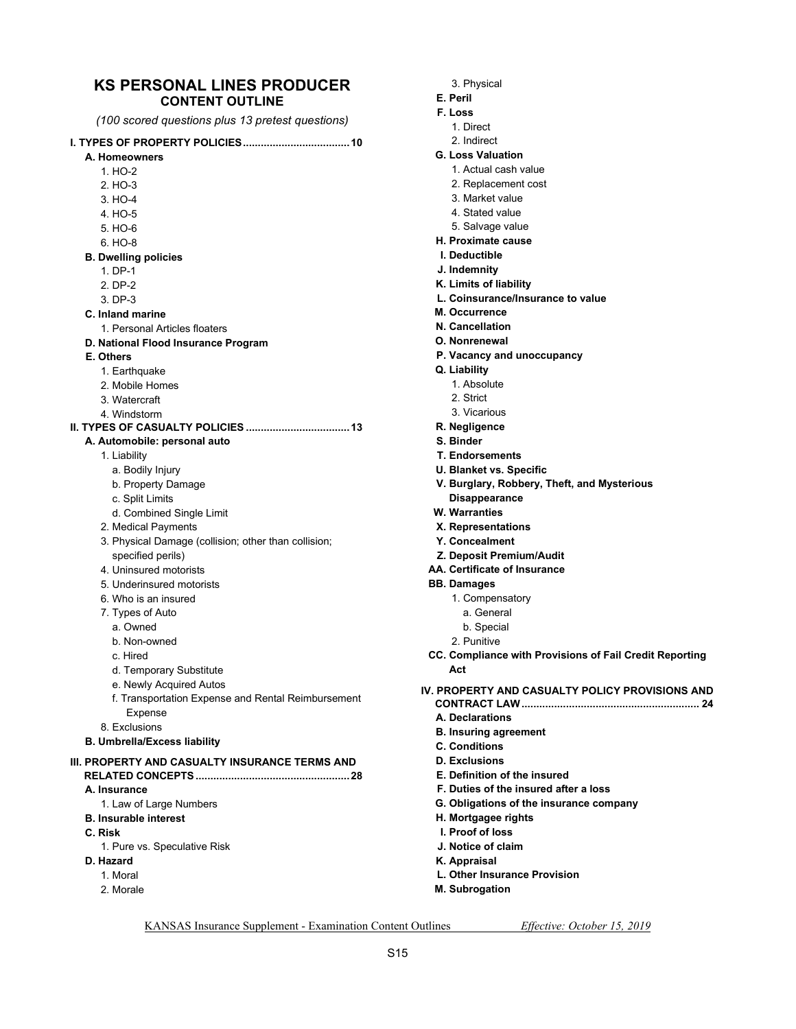# KS PERSONAL LINES PRODUCER

## CONTENT OUTLINE

*(100 scored questions plus 13 pretest questions)*

**I. TYPES OF PROPERTY POLICIES .................................. 10**

- **A. Homeowners**
  1. HO-2
  2. HO-3
  3. HO-4
  4. HO-5
  5. HO-6
  6. HO-8
- **B. Dwelling policies**
  1. DP-1
  2. DP-2
  3. DP-3
- **C. Inland marine**
  1. Personal Articles floaters
- **D. National Flood Insurance Program**
- **E. Others**
  1. Earthquake
  2. Mobile Homes
  3. Watercraft
  4. Windstorm

**II. TYPES OF CASUALTY POLICIES .................................. 13**

- **A. Automobile: personal auto**
  1. Liability
     - a. Bodily Injury
     - b. Property Damage
     - c. Split Limits
     - d. Combined Single Limit
  2. Medical Payments
  3. Physical Damage (collision; other than collision; specified perils)
  4. Uninsured motorists
  5. Underinsured motorists
  6. Who is an insured
  7. Types of Auto
     - a. Owned
     - b. Non-owned
     - c. Hired
     - d. Temporary Substitute
     - e. Newly Acquired Autos
     - f. Transportation Expense and Rental Reimbursement Expense
  8. Exclusions
- **B. Umbrella/Excess liability**

**III. PROPERTY AND CASUALTY INSURANCE TERMS AND RELATED CONCEPTS .................................................. 28**

- **A. Insurance**
  1. Law of Large Numbers
- **B. Insurable interest**
- **C. Risk**
  1. Pure vs. Speculative Risk
- **D. Hazard**
  1. Moral
  2. Morale
  3. Physical
- **E. Peril**
- **F. Loss**
  1. Direct
  2. Indirect
- **G. Loss Valuation**
  1. Actual cash value
  2. Replacement cost
  3. Market value
  4. Stated value
  5. Salvage value
- **H. Proximate cause**
- **I. Deductible**
- **J. Indemnity**
- **K. Limits of liability**
- **L. Coinsurance/Insurance to value**
- **M. Occurrence**
- **N. Cancellation**
- **O. Nonrenewal**
- **P. Vacancy and unoccupancy**
- **Q. Liability**
  1. Absolute
  2. Strict
  3. Vicarious
- **R. Negligence**
- **S. Binder**
- **T. Endorsements**
- **U. Blanket vs. Specific**
- **V. Burglary, Robbery, Theft, and Mysterious Disappearance**
- **W. Warranties**
- **X. Representations**
- **Y. Concealment**
- **Z. Deposit Premium/Audit**
- **AA. Certificate of Insurance**
- **BB. Damages**
  1. Compensatory
     - a. General
     - b. Special
  2. Punitive
- **CC. Compliance with Provisions of Fail Credit Reporting Act**

**IV. PROPERTY AND CASUALTY POLICY PROVISIONS AND CONTRACT LAW .......................................................... 24**

- **A. Declarations**
- **B. Insuring agreement**
- **C. Conditions**
- **D. Exclusions**
- **E. Definition of the insured**
- **F. Duties of the insured after a loss**
- **G. Obligations of the insurance company**
- **H. Mortgagee rights**
- **I. Proof of loss**
- **J. Notice of claim**
- **K. Appraisal**
- **L. Other Insurance Provision**
- **M. Subrogation**

KANSAS Insurance Supplement - Examination Content Outlines *Effective: October 15, 2019*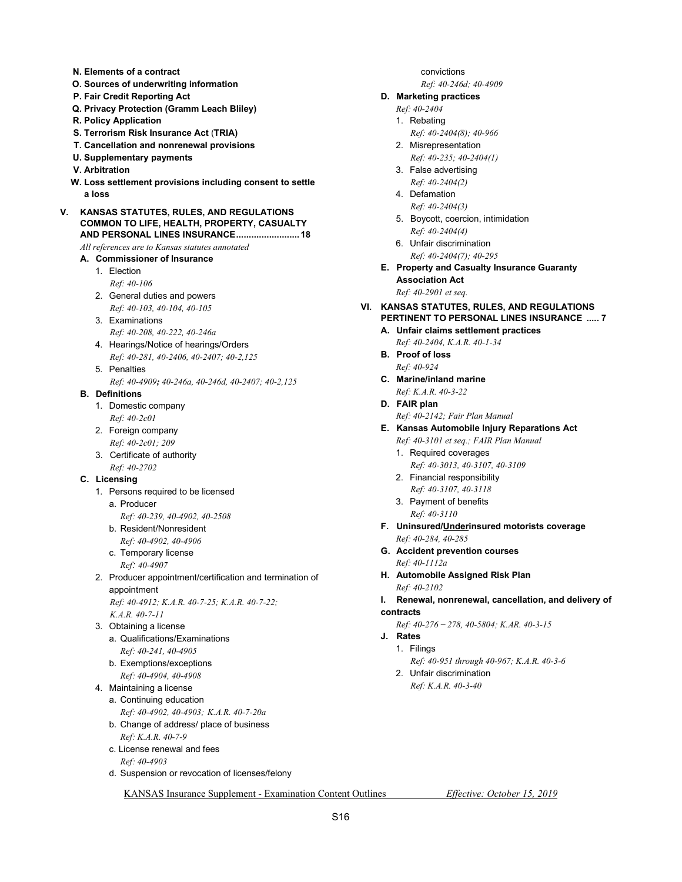- **N. Elements of a contract**
- **O. Sources of underwriting information**
- **P. Fair Credit Reporting Act**
- **Q. Privacy Protection (Gramm Leach Bliley)**
- **R. Policy Application**
- **S. Terrorism Risk Insurance Act (TRIA)**
- **T. Cancellation and nonrenewal provisions**
- **U. Supplementary payments**
- **V. Arbitration**
- **W. Loss settlement provisions including consent to settle a loss**

## V. KANSAS STATUTES, RULES, AND REGULATIONS COMMON TO LIFE, HEALTH, PROPERTY, CASUALTY AND PERSONAL LINES INSURANCE......................... 18

*All references are to Kansas statutes annotated*

**A. Commissioner of Insurance**

1. Election
   *Ref: 40-106*
2. General duties and powers
   *Ref: 40-103, 40-104, 40-105*
3. Examinations
   *Ref: 40-208, 40-222, 40-246a*
4. Hearings/Notice of hearings/Orders
   *Ref: 40-281, 40-2406, 40-2407; 40-2,125*
5. Penalties
   *Ref: 40-4909; 40-246a, 40-246d, 40-2407; 40-2,125*

**B. Definitions**

1. Domestic company
   *Ref: 40-2c01*
2. Foreign company
   *Ref: 40-2c01; 209*
3. Certificate of authority
   *Ref: 40-2702*

**C. Licensing**

1. Persons required to be licensed
   - a. Producer
     *Ref: 40-239, 40-4902, 40-2508*
   - b. Resident/Nonresident
     *Ref: 40-4902, 40-4906*
   - c. Temporary license
     *Ref: 40-4907*
2. Producer appointment/certification and termination of appointment
   *Ref: 40-4912; K.A.R. 40-7-25; K.A.R. 40-7-22; K.A.R. 40-7-11*
3. Obtaining a license
   - a. Qualifications/Examinations
     *Ref: 40-241, 40-4905*
   - b. Exemptions/exceptions
     *Ref: 40-4904, 40-4908*
4. Maintaining a license
   - a. Continuing education
     *Ref: 40-4902, 40-4903; K.A.R. 40-7-20a*
   - b. Change of address/ place of business
     *Ref: K.A.R. 40-7-9*
   - c. License renewal and fees
     *Ref: 40-4903*
   - d. Suspension or revocation of licenses/felony convictions
     *Ref: 40-246d; 40-4909*

**D. Marketing practices**

*Ref: 40-2404*

1. Rebating
   *Ref: 40-2404(8); 40-966*
2. Misrepresentation
   *Ref: 40-235; 40-2404(1)*
3. False advertising
   *Ref: 40-2404(2)*
4. Defamation
   *Ref: 40-2404(3)*
5. Boycott, coercion, intimidation
   *Ref: 40-2404(4)*
6. Unfair discrimination
   *Ref: 40-2404(7); 40-295*

**E. Property and Casualty Insurance Guaranty Association Act**

*Ref: 40-2901 et seq.*

## VI. KANSAS STATUTES, RULES, AND REGULATIONS PERTINENT TO PERSONAL LINES INSURANCE ..... 7

**A. Unfair claims settlement practices**
*Ref: 40-2404, K.A.R. 40-1-34*

**B. Proof of loss**
*Ref: 40-924*

**C. Marine/inland marine**
*Ref: K.A.R. 40-3-22*

**D. FAIR plan**
*Ref: 40-2142; Fair Plan Manual*

**E. Kansas Automobile Injury Reparations Act**
*Ref: 40-3101 et seq.; FAIR Plan Manual*

1. Required coverages
   *Ref: 40-3013, 40-3107, 40-3109*
2. Financial responsibility
   *Ref: 40-3107, 40-3118*
3. Payment of benefits
   *Ref: 40-3110*

**F. Uninsured/<u>Under</u>insured motorists coverage**
*Ref: 40-284, 40-285*

**G. Accident prevention courses**
*Ref: 40-1112a*

**H. Automobile Assigned Risk Plan**
*Ref: 40-2102*

**I. Renewal, nonrenewal, cancellation, and delivery of contracts**
*Ref: 40-276 – 278, 40-5804; K.AR. 40-3-15*

**J. Rates**

1. Filings
   *Ref: 40-951 through 40-967; K.A.R. 40-3-6*
2. Unfair discrimination
   *Ref: K.A.R. 40-3-40*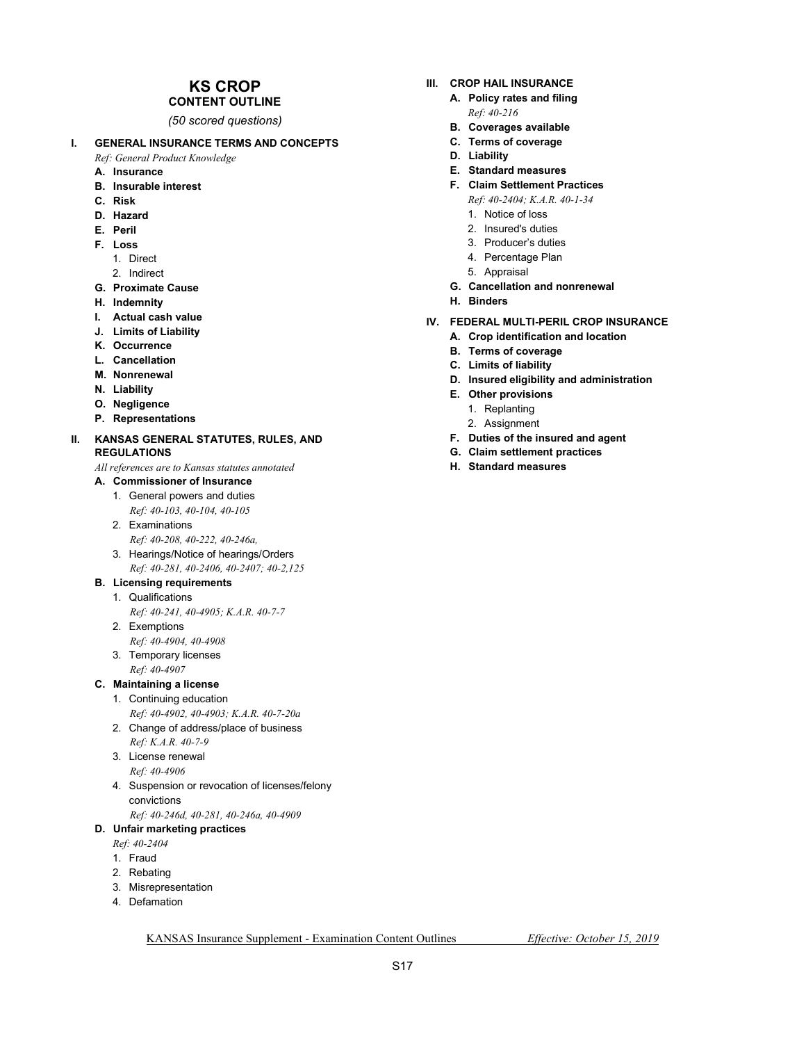# KS CROP

## CONTENT OUTLINE

*(50 scored questions)*

### I. GENERAL INSURANCE TERMS AND CONCEPTS

*Ref: General Product Knowledge*

- **A. Insurance**
- **B. Insurable interest**
- **C. Risk**
- **D. Hazard**
- **E. Peril**
- **F. Loss**
  1. Direct
  2. Indirect
- **G. Proximate Cause**
- **H. Indemnity**
- **I. Actual cash value**
- **J. Limits of Liability**
- **K. Occurrence**
- **L. Cancellation**
- **M. Nonrenewal**
- **N. Liability**
- **O. Negligence**
- **P. Representations**

### II. KANSAS GENERAL STATUTES, RULES, AND REGULATIONS

*All references are to Kansas statutes annotated*

- **A. Commissioner of Insurance**
  1. General powers and duties
     *Ref: 40-103, 40-104, 40-105*
  2. Examinations
     *Ref: 40-208, 40-222, 40-246a,*
  3. Hearings/Notice of hearings/Orders
     *Ref: 40-281, 40-2406, 40-2407; 40-2,125*
- **B. Licensing requirements**
  1. Qualifications
     *Ref: 40-241, 40-4905; K.A.R. 40-7-7*
  2. Exemptions
     *Ref: 40-4904, 40-4908*
  3. Temporary licenses
     *Ref: 40-4907*
- **C. Maintaining a license**
  1. Continuing education
     *Ref: 40-4902, 40-4903; K.A.R. 40-7-20a*
  2. Change of address/place of business
     *Ref: K.A.R. 40-7-9*
  3. License renewal
     *Ref: 40-4906*
  4. Suspension or revocation of licenses/felony convictions
     *Ref: 40-246d, 40-281, 40-246a, 40-4909*
- **D. Unfair marketing practices**
  *Ref: 40-2404*
  1. Fraud
  2. Rebating
  3. Misrepresentation
  4. Defamation

### III. CROP HAIL INSURANCE

- **A. Policy rates and filing**
  *Ref: 40-216*
- **B. Coverages available**
- **C. Terms of coverage**
- **D. Liability**
- **E. Standard measures**
- **F. Claim Settlement Practices**
  *Ref: 40-2404; K.A.R. 40-1-34*
  1. Notice of loss
  2. Insured's duties
  3. Producer's duties
  4. Percentage Plan
  5. Appraisal
- **G. Cancellation and nonrenewal**
- **H. Binders**

### IV. FEDERAL MULTI-PERIL CROP INSURANCE

- **A. Crop identification and location**
- **B. Terms of coverage**
- **C. Limits of liability**
- **D. Insured eligibility and administration**
- **E. Other provisions**
  1. Replanting
  2. Assignment
- **F. Duties of the insured and agent**
- **G. Claim settlement practices**
- **H. Standard measures**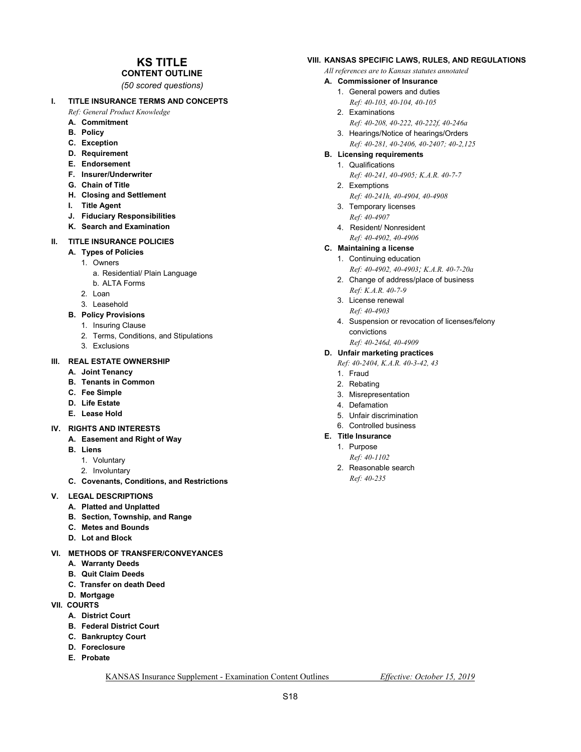# KS TITLE

## CONTENT OUTLINE

*(50 scored questions)*

### I. TITLE INSURANCE TERMS AND CONCEPTS

*Ref: General Product Knowledge*

- **A. Commitment**
- **B. Policy**
- **C. Exception**
- **D. Requirement**
- **E. Endorsement**
- **F. Insurer/Underwriter**
- **G. Chain of Title**
- **H. Closing and Settlement**
- **I. Title Agent**
- **J. Fiduciary Responsibilities**
- **K. Search and Examination**

### II. TITLE INSURANCE POLICIES

- **A. Types of Policies**
  1. Owners
     - a. Residential/ Plain Language
     - b. ALTA Forms
  2. Loan
  3. Leasehold
- **B. Policy Provisions**
  1. Insuring Clause
  2. Terms, Conditions, and Stipulations
  3. Exclusions

### III. REAL ESTATE OWNERSHIP

- **A. Joint Tenancy**
- **B. Tenants in Common**
- **C. Fee Simple**
- **D. Life Estate**
- **E. Lease Hold**

### IV. RIGHTS AND INTERESTS

- **A. Easement and Right of Way**
- **B. Liens**
  1. Voluntary
  2. Involuntary
- **C. Covenants, Conditions, and Restrictions**

### V. LEGAL DESCRIPTIONS

- **A. Platted and Unplatted**
- **B. Section, Township, and Range**
- **C. Metes and Bounds**
- **D. Lot and Block**

### VI. METHODS OF TRANSFER/CONVEYANCES

- **A. Warranty Deeds**
- **B. Quit Claim Deeds**
- **C. Transfer on death Deed**
- **D. Mortgage**

### VII. COURTS

- **A. District Court**
- **B. Federal District Court**
- **C. Bankruptcy Court**
- **D. Foreclosure**
- **E. Probate**

### VIII. KANSAS SPECIFIC LAWS, RULES, AND REGULATIONS

*All references are to Kansas statutes annotated*

- **A. Commissioner of Insurance**
  1. General powers and duties
     *Ref: 40-103, 40-104, 40-105*
  2. Examinations
     *Ref: 40-208, 40-222, 40-222f, 40-246a*
  3. Hearings/Notice of hearings/Orders
     *Ref: 40-281, 40-2406, 40-2407; 40-2,125*
- **B. Licensing requirements**
  1. Qualifications
     *Ref: 40-241, 40-4905; K.A.R. 40-7-7*
  2. Exemptions
     *Ref: 40-241h, 40-4904, 40-4908*
  3. Temporary licenses
     *Ref: 40-4907*
  4. Resident/ Nonresident
     *Ref: 40-4902, 40-4906*
- **C. Maintaining a license**
  1. Continuing education
     *Ref: 40-4902, 40-4903; K.A.R. 40-7-20a*
  2. Change of address/place of business
     *Ref: K.A.R. 40-7-9*
  3. License renewal
     *Ref: 40-4903*
  4. Suspension or revocation of licenses/felony convictions
     *Ref: 40-246d, 40-4909*
- **D. Unfair marketing practices**
  *Ref: 40-2404, K.A.R. 40-3-42, 43*
  1. Fraud
  2. Rebating
  3. Misrepresentation
  4. Defamation
  5. Unfair discrimination
  6. Controlled business
- **E. Title Insurance**
  1. Purpose
     *Ref: 40-1102*
  2. Reasonable search
     *Ref: 40-235*

KANSAS Insurance Supplement - Examination Content Outlines *Effective: October 15, 2019*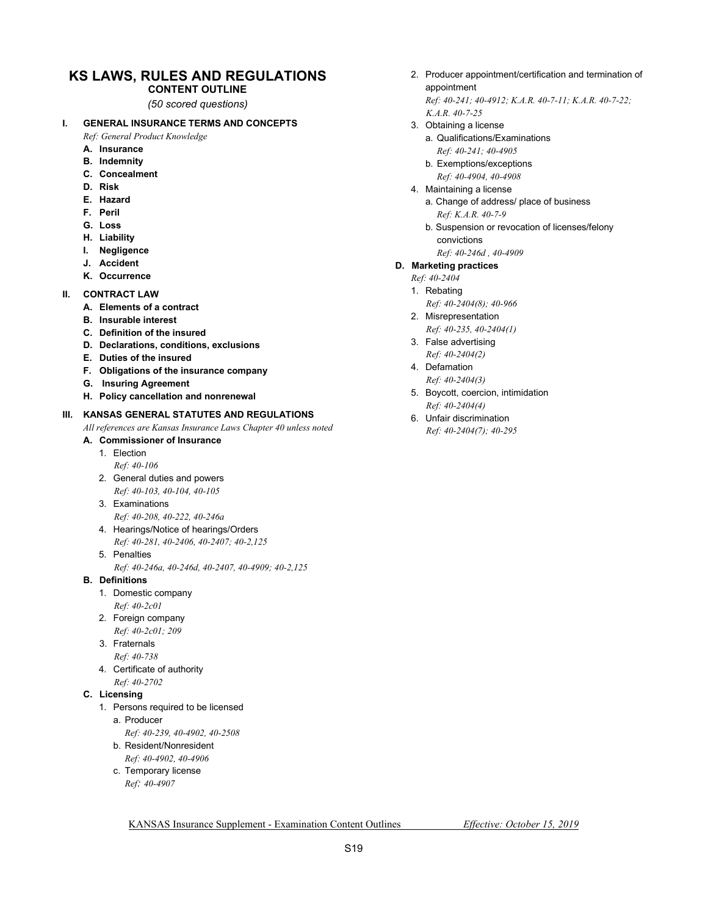# KS LAWS, RULES AND REGULATIONS

## CONTENT OUTLINE

*(50 scored questions)*

**I. GENERAL INSURANCE TERMS AND CONCEPTS**

*Ref: General Product Knowledge*

- **A. Insurance**
- **B. Indemnity**
- **C. Concealment**
- **D. Risk**
- **E. Hazard**
- **F. Peril**
- **G. Loss**
- **H. Liability**
- **I. Negligence**
- **J. Accident**
- **K. Occurrence**

**II. CONTRACT LAW**

- **A. Elements of a contract**
- **B. Insurable interest**
- **C. Definition of the insured**
- **D. Declarations, conditions, exclusions**
- **E. Duties of the insured**
- **F. Obligations of the insurance company**
- **G. Insuring Agreement**
- **H. Policy cancellation and nonrenewal**

**III. KANSAS GENERAL STATUTES AND REGULATIONS**

*All references are Kansas Insurance Laws Chapter 40 unless noted*

- **A. Commissioner of Insurance**
  1. Election
     *Ref: 40-106*
  2. General duties and powers
     *Ref: 40-103, 40-104, 40-105*
  3. Examinations
     *Ref: 40-208, 40-222, 40-246a*
  4. Hearings/Notice of hearings/Orders
     *Ref: 40-281, 40-2406, 40-2407; 40-2,125*
  5. Penalties
     *Ref: 40-246a, 40-246d, 40-2407, 40-4909; 40-2,125*
- **B. Definitions**
  1. Domestic company
     *Ref: 40-2c01*
  2. Foreign company
     *Ref: 40-2c01; 209*
  3. Fraternals
     *Ref: 40-738*
  4. Certificate of authority
     *Ref: 40-2702*
- **C. Licensing**
  1. Persons required to be licensed
     - a. Producer
       *Ref: 40-239, 40-4902, 40-2508*
     - b. Resident/Nonresident
       *Ref: 40-4902, 40-4906*
     - c. Temporary license
       *Ref: 40-4907*
  2. Producer appointment/certification and termination of appointment
     *Ref: 40-241; 40-4912; K.A.R. 40-7-11; K.A.R. 40-7-22; K.A.R. 40-7-25*
  3. Obtaining a license
     - a. Qualifications/Examinations
       *Ref: 40-241; 40-4905*
     - b. Exemptions/exceptions
       *Ref: 40-4904, 40-4908*
  4. Maintaining a license
     - a. Change of address/ place of business
       *Ref: K.A.R. 40-7-9*
     - b. Suspension or revocation of licenses/felony convictions
       *Ref: 40-246d , 40-4909*
- **D. Marketing practices**
  *Ref: 40-2404*
  1. Rebating
     *Ref: 40-2404(8); 40-966*
  2. Misrepresentation
     *Ref: 40-235, 40-2404(1)*
  3. False advertising
     *Ref: 40-2404(2)*
  4. Defamation
     *Ref: 40-2404(3)*
  5. Boycott, coercion, intimidation
     *Ref: 40-2404(4)*
  6. Unfair discrimination
     *Ref: 40-2404(7); 40-295*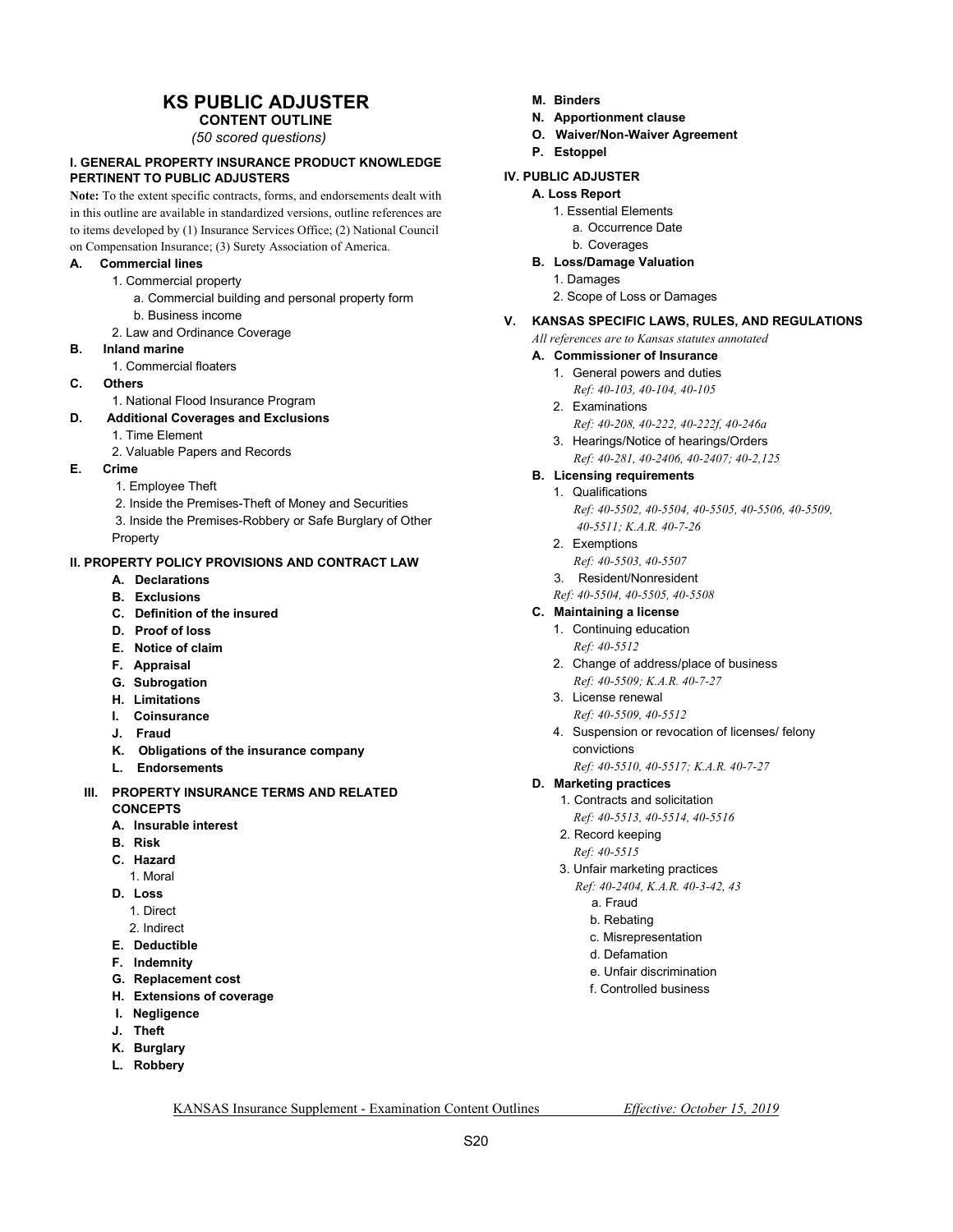# KS PUBLIC ADJUSTER

## CONTENT OUTLINE

*(50 scored questions)*

### I. GENERAL PROPERTY INSURANCE PRODUCT KNOWLEDGE PERTINENT TO PUBLIC ADJUSTERS

**Note:** To the extent specific contracts, forms, and endorsements dealt with in this outline are available in standardized versions, outline references are to items developed by (1) Insurance Services Office; (2) National Council on Compensation Insurance; (3) Surety Association of America.

- **A. Commercial lines**
  - 1. Commercial property
    - a. Commercial building and personal property form
    - b. Business income
  - 2. Law and Ordinance Coverage
- **B. Inland marine**
  - 1. Commercial floaters
- **C. Others**
  - 1. National Flood Insurance Program
- **D. Additional Coverages and Exclusions**
  - 1. Time Element
  - 2. Valuable Papers and Records
- **E. Crime**
  - 1. Employee Theft
  - 2. Inside the Premises-Theft of Money and Securities
  - 3. Inside the Premises-Robbery or Safe Burglary of Other Property

### II. PROPERTY POLICY PROVISIONS AND CONTRACT LAW

- **A. Declarations**
- **B. Exclusions**
- **C. Definition of the insured**
- **D. Proof of loss**
- **E. Notice of claim**
- **F. Appraisal**
- **G. Subrogation**
- **H. Limitations**
- **I. Coinsurance**
- **J. Fraud**
- **K. Obligations of the insurance company**
- **L. Endorsements**

### III. PROPERTY INSURANCE TERMS AND RELATED CONCEPTS

- **A. Insurable interest**
- **B. Risk**
- **C. Hazard**
  - 1. Moral
- **D. Loss**
  - 1. Direct
  - 2. Indirect
- **E. Deductible**
- **F. Indemnity**
- **G. Replacement cost**
- **H. Extensions of coverage**
- **I. Negligence**
- **J. Theft**
- **K. Burglary**
- **L. Robbery**
- **M. Binders**
- **N. Apportionment clause**
- **O. Waiver/Non-Waiver Agreement**
- **P. Estoppel**

### IV. PUBLIC ADJUSTER

- **A. Loss Report**
  - 1. Essential Elements
    - a. Occurrence Date
    - b. Coverages
- **B. Loss/Damage Valuation**
  - 1. Damages
  - 2. Scope of Loss or Damages

### V. KANSAS SPECIFIC LAWS, RULES, AND REGULATIONS

*All references are to Kansas statutes annotated*

- **A. Commissioner of Insurance**
  - 1. General powers and duties
    *Ref: 40-103, 40-104, 40-105*
  - 2. Examinations
    *Ref: 40-208, 40-222, 40-222f, 40-246a*
  - 3. Hearings/Notice of hearings/Orders
    *Ref: 40-281, 40-2406, 40-2407; 40-2,125*
- **B. Licensing requirements**
  - 1. Qualifications
    *Ref: 40-5502, 40-5504, 40-5505, 40-5506, 40-5509, 40-5511; K.A.R. 40-7-26*
  - 2. Exemptions
    *Ref: 40-5503, 40-5507*
  - 3. Resident/Nonresident
    *Ref: 40-5504, 40-5505, 40-5508*
- **C. Maintaining a license**
  - 1. Continuing education
    *Ref: 40-5512*
  - 2. Change of address/place of business
    *Ref: 40-5509; K.A.R. 40-7-27*
  - 3. License renewal
    *Ref: 40-5509, 40-5512*
  - 4. Suspension or revocation of licenses/ felony convictions
    *Ref: 40-5510, 40-5517; K.A.R. 40-7-27*
- **D. Marketing practices**
  - 1. Contracts and solicitation
    *Ref: 40-5513, 40-5514, 40-5516*
  - 2. Record keeping
    *Ref: 40-5515*
  - 3. Unfair marketing practices
    *Ref: 40-2404, K.A.R. 40-3-42, 43*
    - a. Fraud
    - b. Rebating
    - c. Misrepresentation
    - d. Defamation
    - e. Unfair discrimination
    - f. Controlled business

KANSAS Insurance Supplement - Examination Content Outlines *Effective: October 15, 2019*